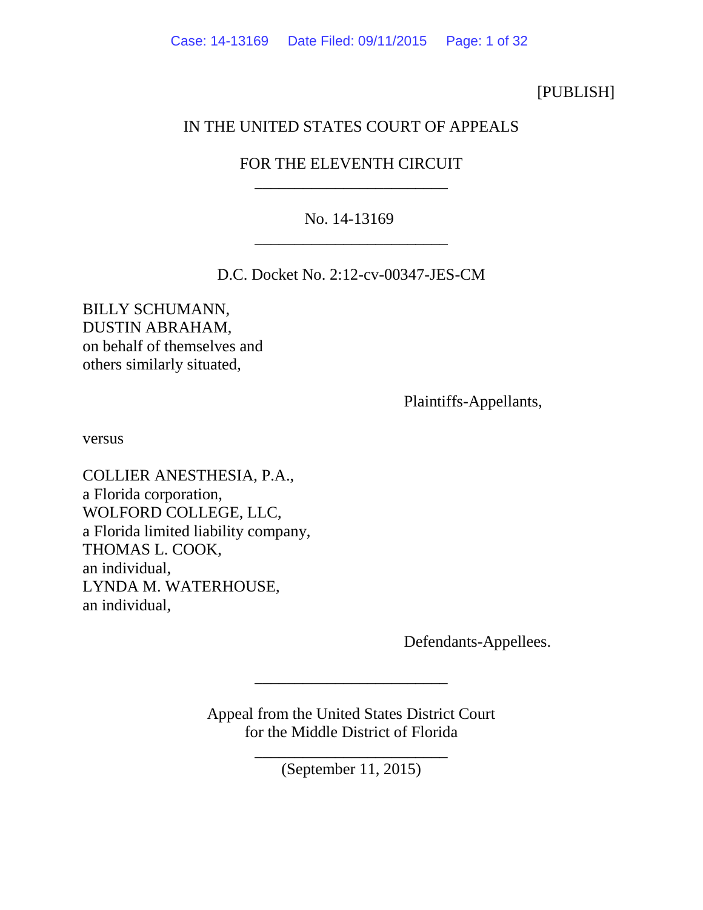[PUBLISH]

IN THE UNITED STATES COURT OF APPEALS

FOR THE ELEVENTH CIRCUIT

________________________

No. 14-13169

________________________

D.C. Docket No. 2:12-cv-00347-JES-CM

BILLY SCHUMANN,
DUSTIN ABRAHAM,
on behalf of themselves and
others similarly situated,

Plaintiffs-Appellants,

versus

COLLIER ANESTHESIA, P.A.,
a Florida corporation,
WOLFORD COLLEGE, LLC,
a Florida limited liability company,
THOMAS L. COOK,
an individual,
LYNDA M. WATERHOUSE,
an individual,

Defendants-Appellees.

________________________

Appeal from the United States District Court
for the Middle District of Florida

________________________

(September 11, 2015)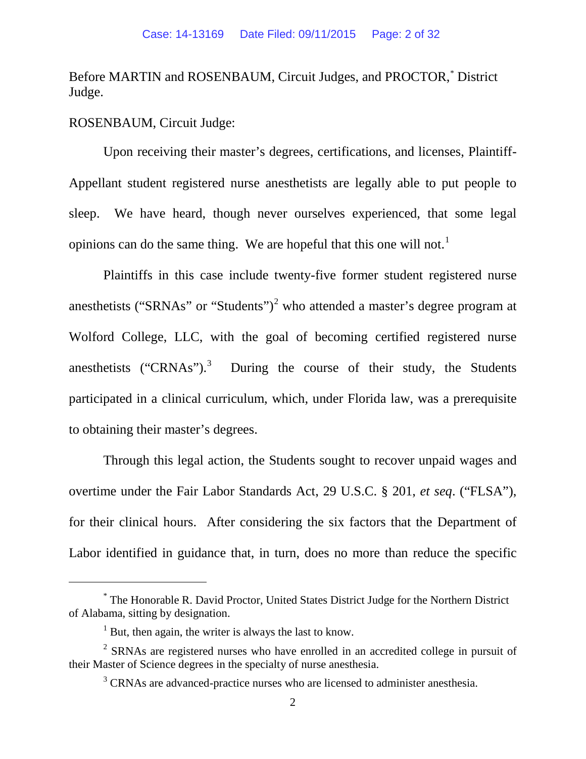Before MARTIN and ROSENBAUM, Circuit Judges, and PROCTOR,[*] District Judge.

ROSENBAUM, Circuit Judge:

Upon receiving their master's degrees, certifications, and licenses, Plaintiff-Appellant student registered nurse anesthetists are legally able to put people to sleep. We have heard, though never ourselves experienced, that some legal opinions can do the same thing. We are hopeful that this one will not.[1]

Plaintiffs in this case include twenty-five former student registered nurse anesthetists ("SRNAs" or "Students")[2] who attended a master's degree program at Wolford College, LLC, with the goal of becoming certified registered nurse anesthetists ("CRNAs").[3] During the course of their study, the Students participated in a clinical curriculum, which, under Florida law, was a prerequisite to obtaining their master's degrees.

Through this legal action, the Students sought to recover unpaid wages and overtime under the Fair Labor Standards Act, 29 U.S.C. § 201, *et seq*. ("FLSA"), for their clinical hours. After considering the six factors that the Department of Labor identified in guidance that, in turn, does no more than reduce the specific

---

[*] The Honorable R. David Proctor, United States District Judge for the Northern District of Alabama, sitting by designation.

[1] But, then again, the writer is always the last to know.

[2] SRNAs are registered nurses who have enrolled in an accredited college in pursuit of their Master of Science degrees in the specialty of nurse anesthesia.

[3] CRNAs are advanced-practice nurses who are licensed to administer anesthesia.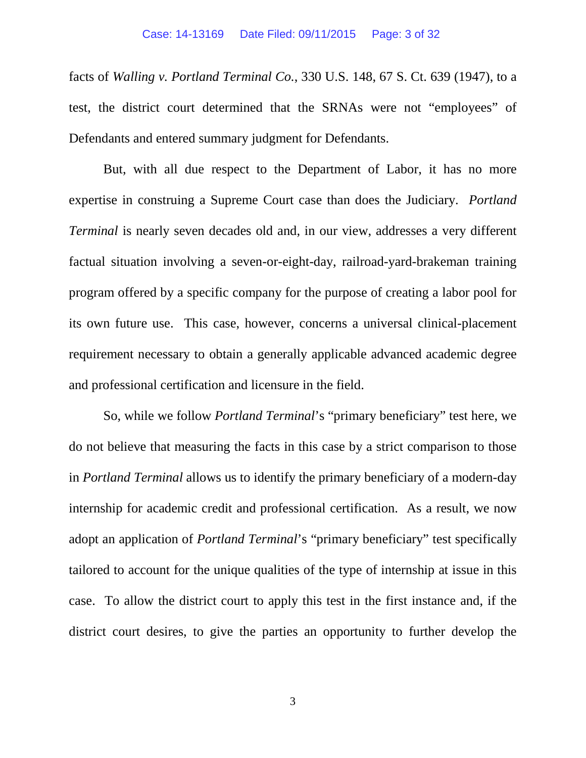facts of *Walling v. Portland Terminal Co.*, 330 U.S. 148, 67 S. Ct. 639 (1947), to a test, the district court determined that the SRNAs were not "employees" of Defendants and entered summary judgment for Defendants.

But, with all due respect to the Department of Labor, it has no more expertise in construing a Supreme Court case than does the Judiciary. *Portland Terminal* is nearly seven decades old and, in our view, addresses a very different factual situation involving a seven-or-eight-day, railroad-yard-brakeman training program offered by a specific company for the purpose of creating a labor pool for its own future use. This case, however, concerns a universal clinical-placement requirement necessary to obtain a generally applicable advanced academic degree and professional certification and licensure in the field.

So, while we follow *Portland Terminal*'s "primary beneficiary" test here, we do not believe that measuring the facts in this case by a strict comparison to those in *Portland Terminal* allows us to identify the primary beneficiary of a modern-day internship for academic credit and professional certification. As a result, we now adopt an application of *Portland Terminal*'s "primary beneficiary" test specifically tailored to account for the unique qualities of the type of internship at issue in this case. To allow the district court to apply this test in the first instance and, if the district court desires, to give the parties an opportunity to further develop the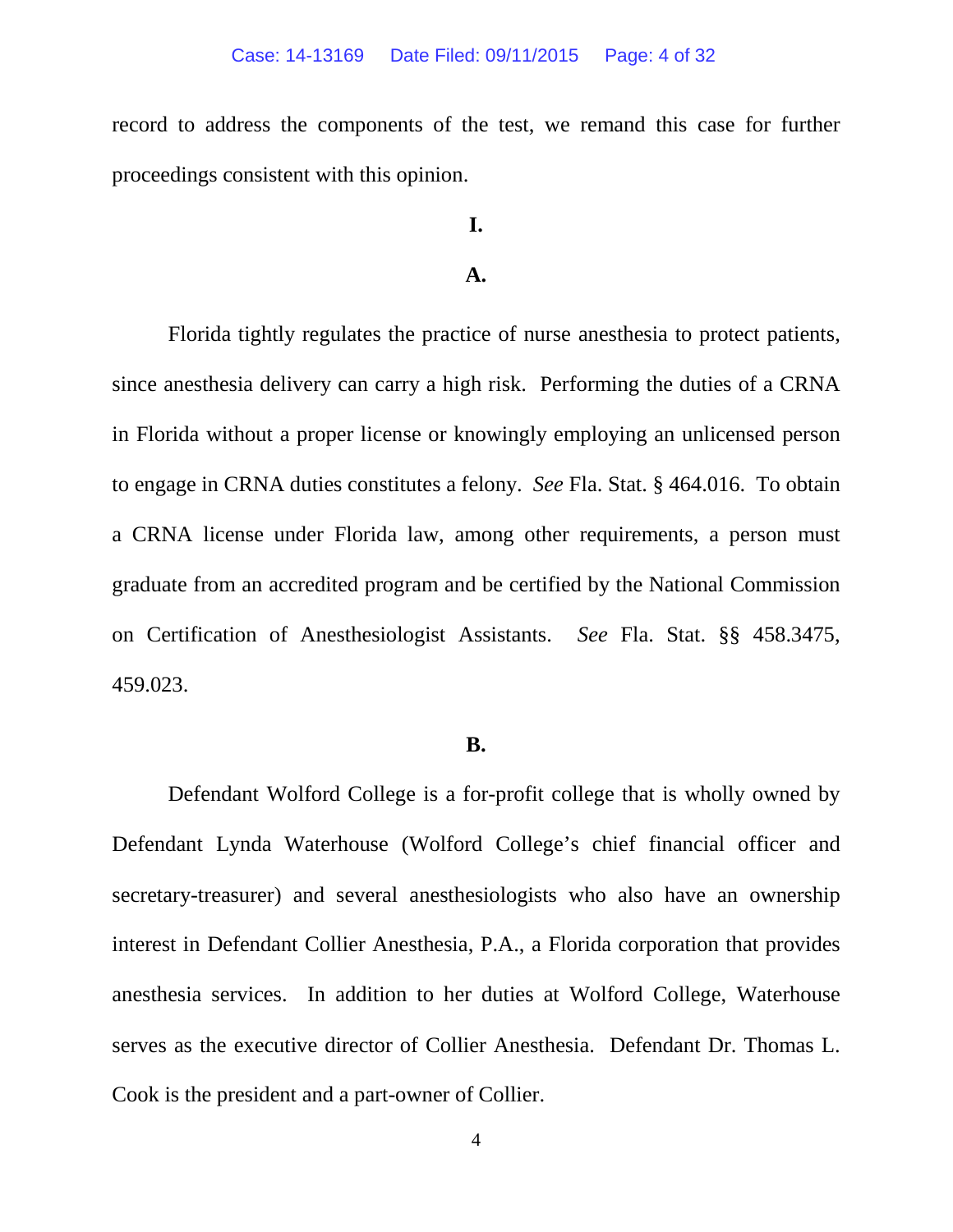record to address the components of the test, we remand this case for further proceedings consistent with this opinion.

# I.

## A.

Florida tightly regulates the practice of nurse anesthesia to protect patients, since anesthesia delivery can carry a high risk. Performing the duties of a CRNA in Florida without a proper license or knowingly employing an unlicensed person to engage in CRNA duties constitutes a felony. *See* Fla. Stat. § 464.016. To obtain a CRNA license under Florida law, among other requirements, a person must graduate from an accredited program and be certified by the National Commission on Certification of Anesthesiologist Assistants. *See* Fla. Stat. §§ 458.3475, 459.023.

## B.

Defendant Wolford College is a for-profit college that is wholly owned by Defendant Lynda Waterhouse (Wolford College's chief financial officer and secretary-treasurer) and several anesthesiologists who also have an ownership interest in Defendant Collier Anesthesia, P.A., a Florida corporation that provides anesthesia services. In addition to her duties at Wolford College, Waterhouse serves as the executive director of Collier Anesthesia. Defendant Dr. Thomas L. Cook is the president and a part-owner of Collier.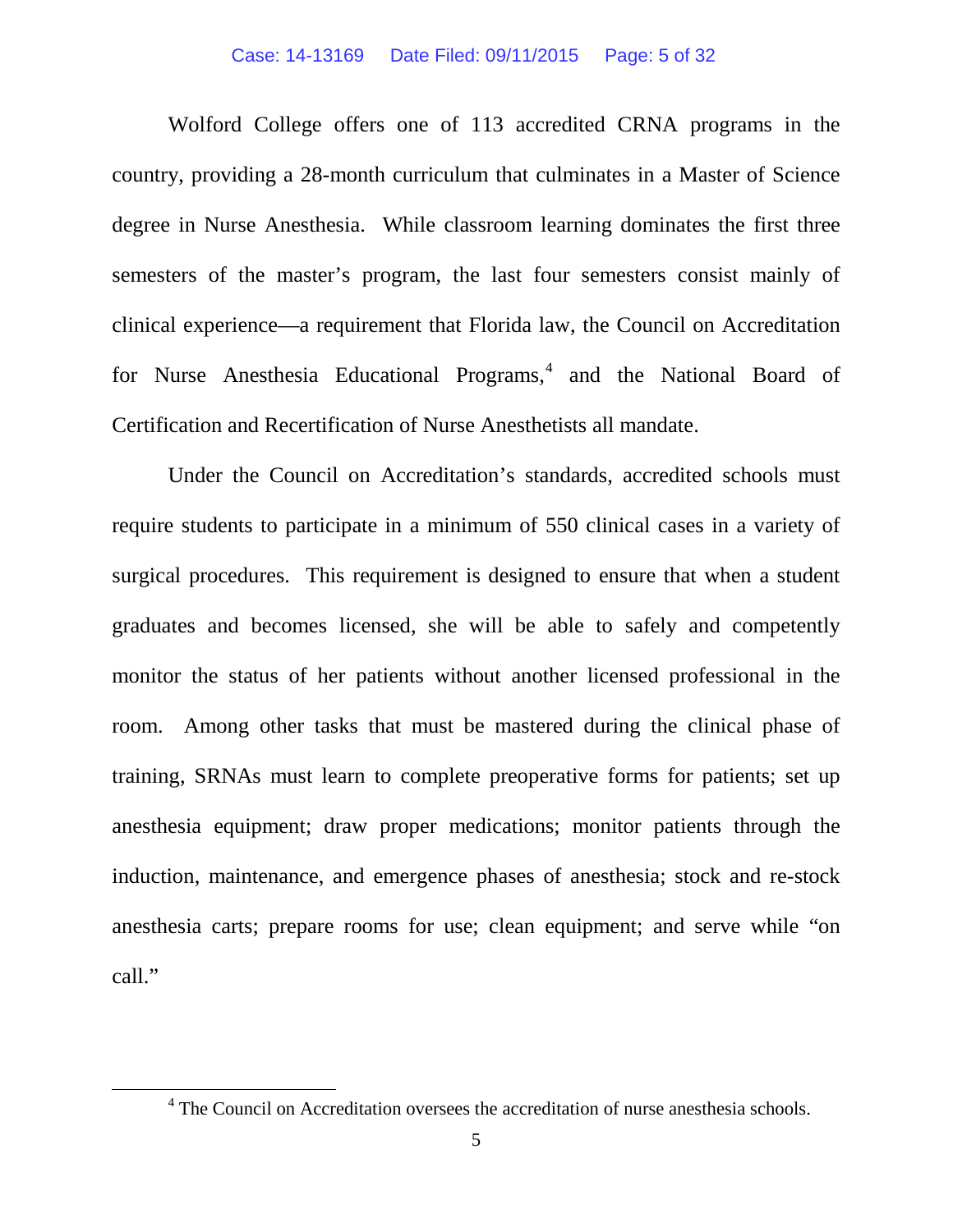Wolford College offers one of 113 accredited CRNA programs in the country, providing a 28-month curriculum that culminates in a Master of Science degree in Nurse Anesthesia. While classroom learning dominates the first three semesters of the master's program, the last four semesters consist mainly of clinical experience—a requirement that Florida law, the Council on Accreditation for Nurse Anesthesia Educational Programs,[4] and the National Board of Certification and Recertification of Nurse Anesthetists all mandate.

Under the Council on Accreditation's standards, accredited schools must require students to participate in a minimum of 550 clinical cases in a variety of surgical procedures. This requirement is designed to ensure that when a student graduates and becomes licensed, she will be able to safely and competently monitor the status of her patients without another licensed professional in the room. Among other tasks that must be mastered during the clinical phase of training, SRNAs must learn to complete preoperative forms for patients; set up anesthesia equipment; draw proper medications; monitor patients through the induction, maintenance, and emergence phases of anesthesia; stock and re-stock anesthesia carts; prepare rooms for use; clean equipment; and serve while "on call."

---

[4] The Council on Accreditation oversees the accreditation of nurse anesthesia schools.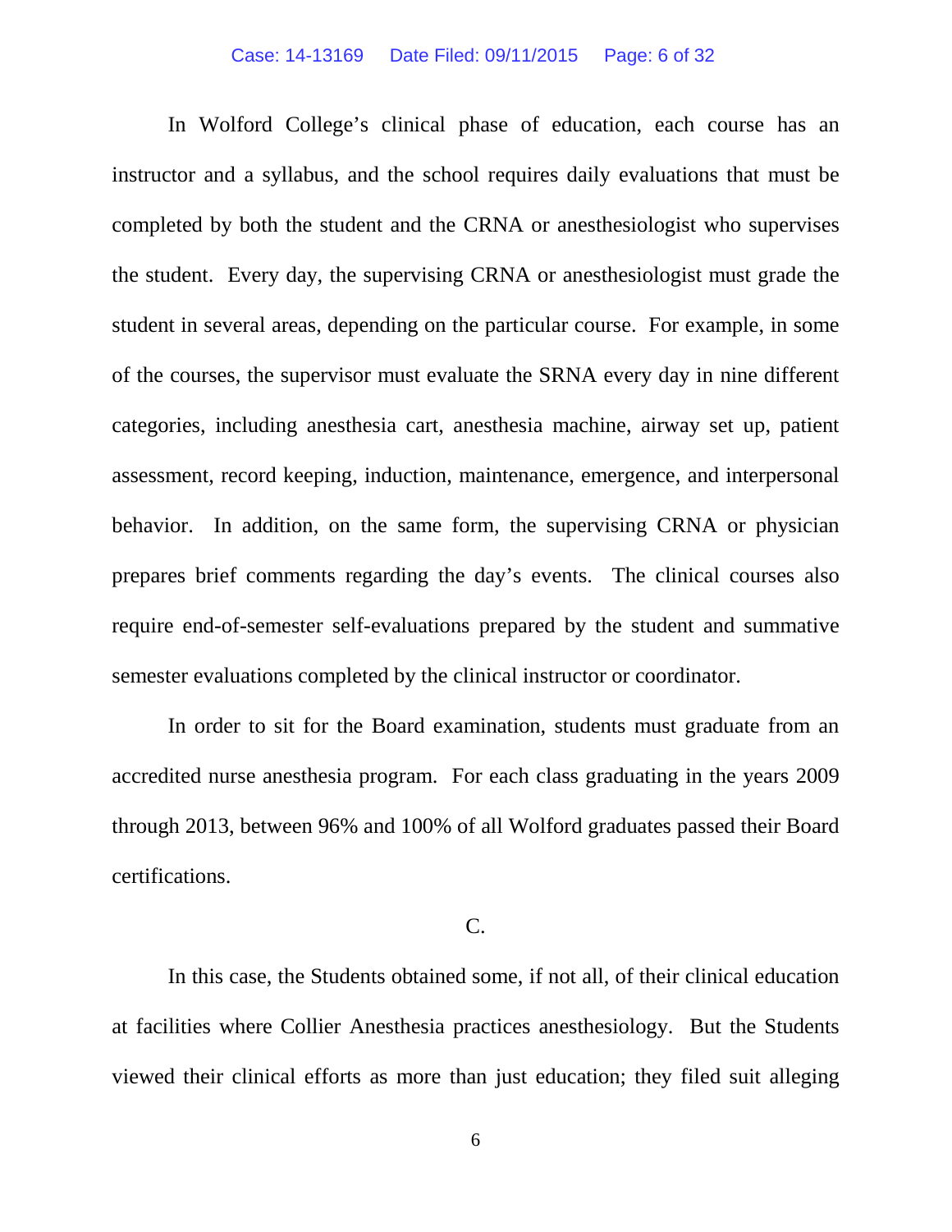In Wolford College's clinical phase of education, each course has an instructor and a syllabus, and the school requires daily evaluations that must be completed by both the student and the CRNA or anesthesiologist who supervises the student. Every day, the supervising CRNA or anesthesiologist must grade the student in several areas, depending on the particular course. For example, in some of the courses, the supervisor must evaluate the SRNA every day in nine different categories, including anesthesia cart, anesthesia machine, airway set up, patient assessment, record keeping, induction, maintenance, emergence, and interpersonal behavior. In addition, on the same form, the supervising CRNA or physician prepares brief comments regarding the day's events. The clinical courses also require end-of-semester self-evaluations prepared by the student and summative semester evaluations completed by the clinical instructor or coordinator.

In order to sit for the Board examination, students must graduate from an accredited nurse anesthesia program. For each class graduating in the years 2009 through 2013, between 96% and 100% of all Wolford graduates passed their Board certifications.

C.

In this case, the Students obtained some, if not all, of their clinical education at facilities where Collier Anesthesia practices anesthesiology. But the Students viewed their clinical efforts as more than just education; they filed suit alleging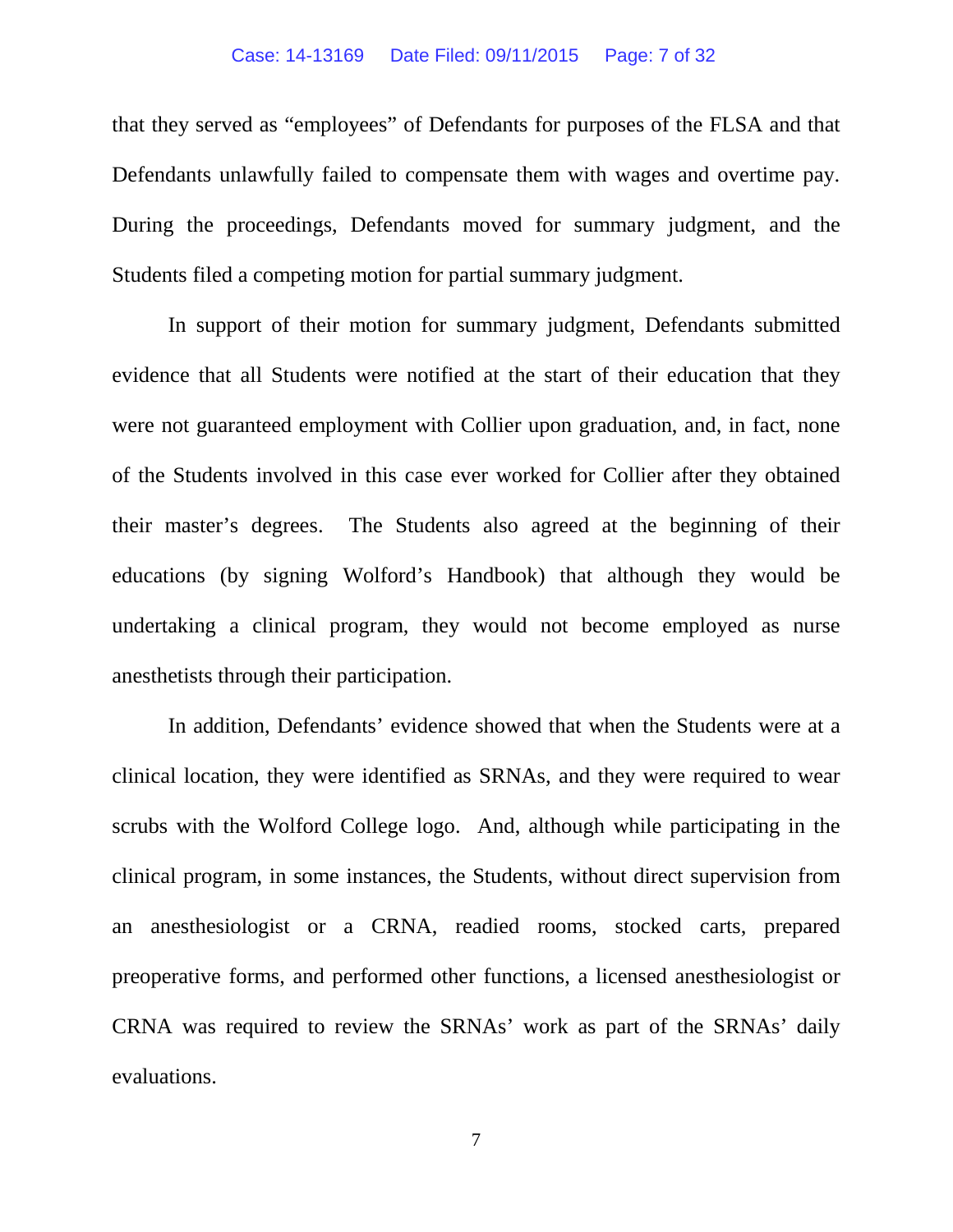that they served as "employees" of Defendants for purposes of the FLSA and that Defendants unlawfully failed to compensate them with wages and overtime pay. During the proceedings, Defendants moved for summary judgment, and the Students filed a competing motion for partial summary judgment.

In support of their motion for summary judgment, Defendants submitted evidence that all Students were notified at the start of their education that they were not guaranteed employment with Collier upon graduation, and, in fact, none of the Students involved in this case ever worked for Collier after they obtained their master's degrees. The Students also agreed at the beginning of their educations (by signing Wolford's Handbook) that although they would be undertaking a clinical program, they would not become employed as nurse anesthetists through their participation.

In addition, Defendants' evidence showed that when the Students were at a clinical location, they were identified as SRNAs, and they were required to wear scrubs with the Wolford College logo. And, although while participating in the clinical program, in some instances, the Students, without direct supervision from an anesthesiologist or a CRNA, readied rooms, stocked carts, prepared preoperative forms, and performed other functions, a licensed anesthesiologist or CRNA was required to review the SRNAs' work as part of the SRNAs' daily evaluations.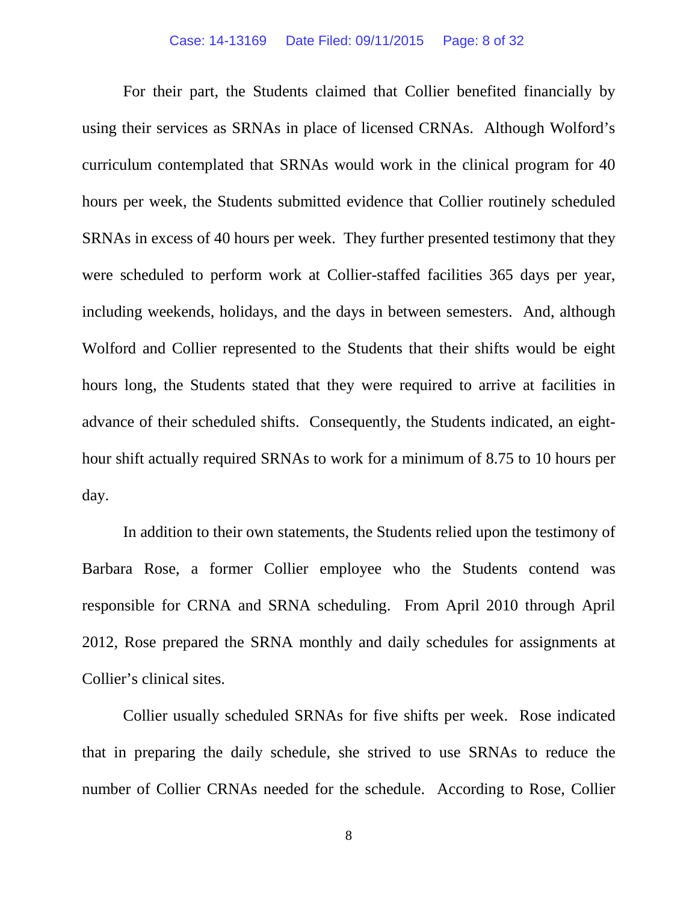For their part, the Students claimed that Collier benefited financially by using their services as SRNAs in place of licensed CRNAs. Although Wolford's curriculum contemplated that SRNAs would work in the clinical program for 40 hours per week, the Students submitted evidence that Collier routinely scheduled SRNAs in excess of 40 hours per week. They further presented testimony that they were scheduled to perform work at Collier-staffed facilities 365 days per year, including weekends, holidays, and the days in between semesters. And, although Wolford and Collier represented to the Students that their shifts would be eight hours long, the Students stated that they were required to arrive at facilities in advance of their scheduled shifts. Consequently, the Students indicated, an eight-hour shift actually required SRNAs to work for a minimum of 8.75 to 10 hours per day.

In addition to their own statements, the Students relied upon the testimony of Barbara Rose, a former Collier employee who the Students contend was responsible for CRNA and SRNA scheduling. From April 2010 through April 2012, Rose prepared the SRNA monthly and daily schedules for assignments at Collier's clinical sites.

Collier usually scheduled SRNAs for five shifts per week. Rose indicated that in preparing the daily schedule, she strived to use SRNAs to reduce the number of Collier CRNAs needed for the schedule. According to Rose, Collier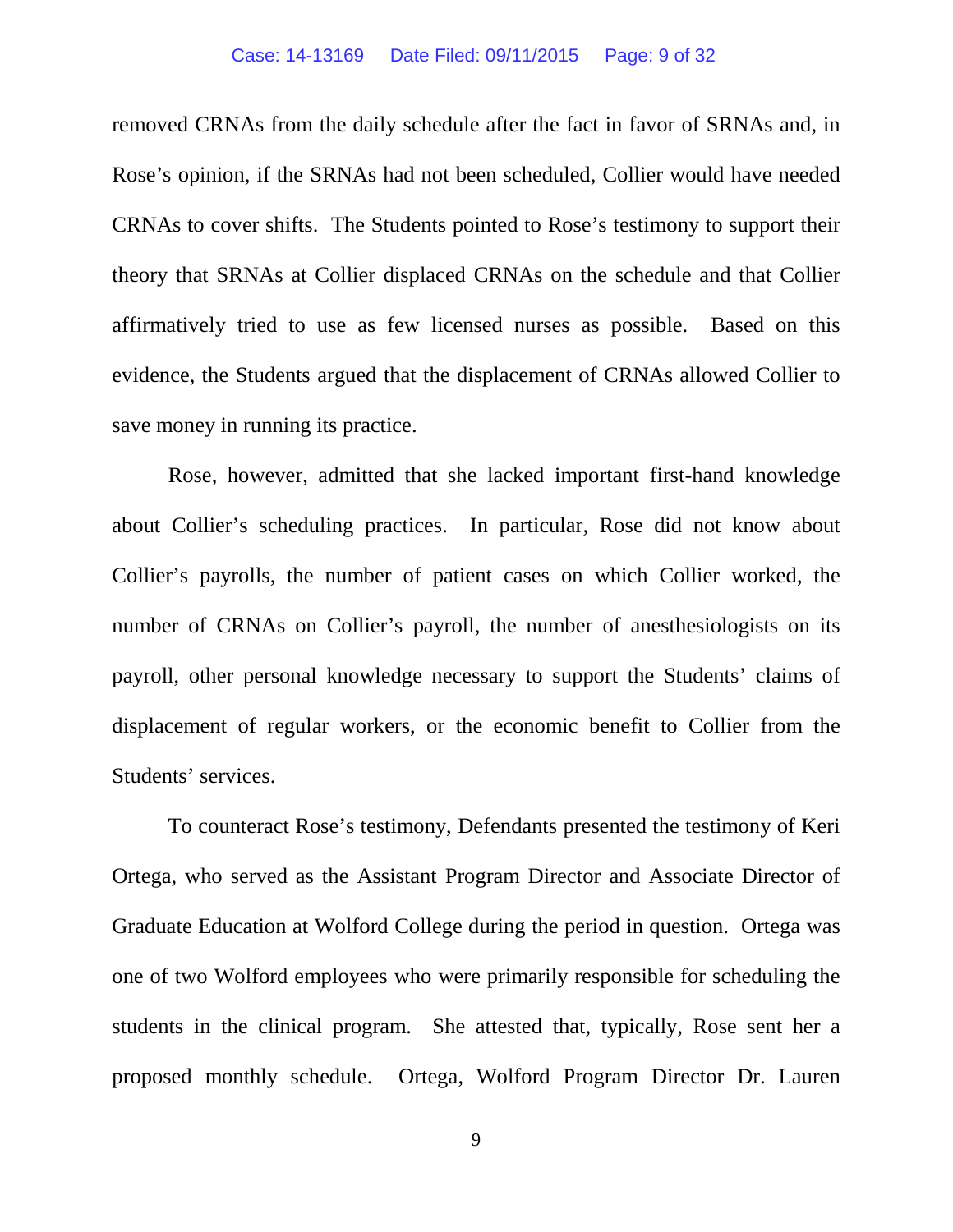removed CRNAs from the daily schedule after the fact in favor of SRNAs and, in Rose's opinion, if the SRNAs had not been scheduled, Collier would have needed CRNAs to cover shifts. The Students pointed to Rose's testimony to support their theory that SRNAs at Collier displaced CRNAs on the schedule and that Collier affirmatively tried to use as few licensed nurses as possible. Based on this evidence, the Students argued that the displacement of CRNAs allowed Collier to save money in running its practice.

Rose, however, admitted that she lacked important first-hand knowledge about Collier's scheduling practices. In particular, Rose did not know about Collier's payrolls, the number of patient cases on which Collier worked, the number of CRNAs on Collier's payroll, the number of anesthesiologists on its payroll, other personal knowledge necessary to support the Students' claims of displacement of regular workers, or the economic benefit to Collier from the Students' services.

To counteract Rose's testimony, Defendants presented the testimony of Keri Ortega, who served as the Assistant Program Director and Associate Director of Graduate Education at Wolford College during the period in question. Ortega was one of two Wolford employees who were primarily responsible for scheduling the students in the clinical program. She attested that, typically, Rose sent her a proposed monthly schedule. Ortega, Wolford Program Director Dr. Lauren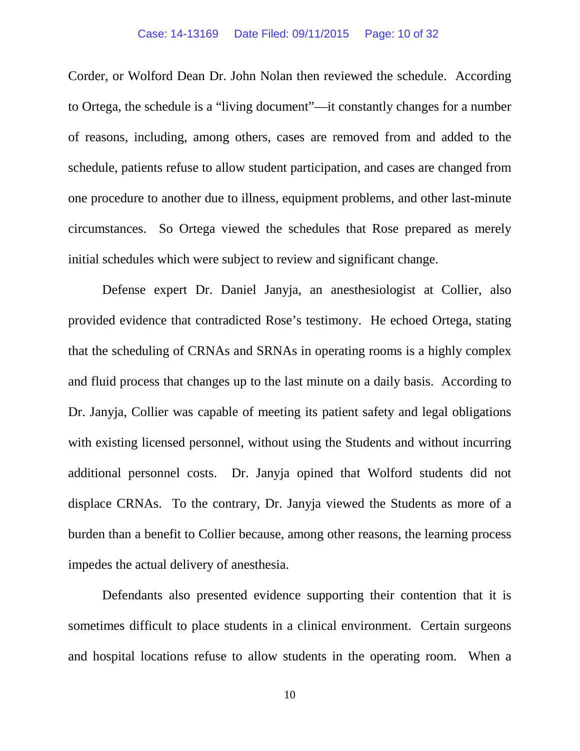Corder, or Wolford Dean Dr. John Nolan then reviewed the schedule. According to Ortega, the schedule is a "living document"—it constantly changes for a number of reasons, including, among others, cases are removed from and added to the schedule, patients refuse to allow student participation, and cases are changed from one procedure to another due to illness, equipment problems, and other last-minute circumstances. So Ortega viewed the schedules that Rose prepared as merely initial schedules which were subject to review and significant change.

Defense expert Dr. Daniel Janyja, an anesthesiologist at Collier, also provided evidence that contradicted Rose's testimony. He echoed Ortega, stating that the scheduling of CRNAs and SRNAs in operating rooms is a highly complex and fluid process that changes up to the last minute on a daily basis. According to Dr. Janyja, Collier was capable of meeting its patient safety and legal obligations with existing licensed personnel, without using the Students and without incurring additional personnel costs. Dr. Janyja opined that Wolford students did not displace CRNAs. To the contrary, Dr. Janyja viewed the Students as more of a burden than a benefit to Collier because, among other reasons, the learning process impedes the actual delivery of anesthesia.

Defendants also presented evidence supporting their contention that it is sometimes difficult to place students in a clinical environment. Certain surgeons and hospital locations refuse to allow students in the operating room. When a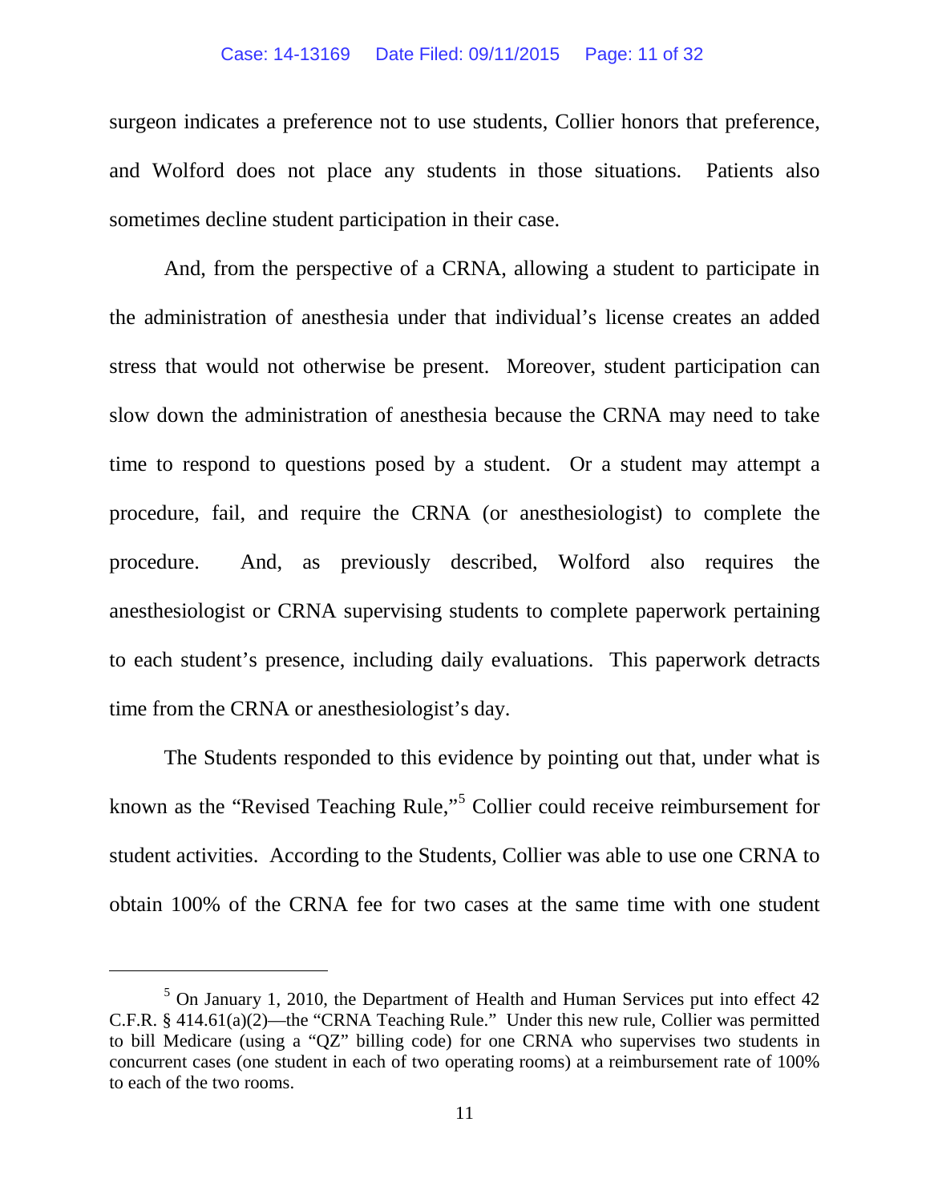surgeon indicates a preference not to use students, Collier honors that preference, and Wolford does not place any students in those situations. Patients also sometimes decline student participation in their case.

And, from the perspective of a CRNA, allowing a student to participate in the administration of anesthesia under that individual's license creates an added stress that would not otherwise be present. Moreover, student participation can slow down the administration of anesthesia because the CRNA may need to take time to respond to questions posed by a student. Or a student may attempt a procedure, fail, and require the CRNA (or anesthesiologist) to complete the procedure. And, as previously described, Wolford also requires the anesthesiologist or CRNA supervising students to complete paperwork pertaining to each student's presence, including daily evaluations. This paperwork detracts time from the CRNA or anesthesiologist's day.

The Students responded to this evidence by pointing out that, under what is known as the "Revised Teaching Rule,"[5] Collier could receive reimbursement for student activities. According to the Students, Collier was able to use one CRNA to obtain 100% of the CRNA fee for two cases at the same time with one student

---

[5] On January 1, 2010, the Department of Health and Human Services put into effect 42 C.F.R. § 414.61(a)(2)—the "CRNA Teaching Rule." Under this new rule, Collier was permitted to bill Medicare (using a "QZ" billing code) for one CRNA who supervises two students in concurrent cases (one student in each of two operating rooms) at a reimbursement rate of 100% to each of the two rooms.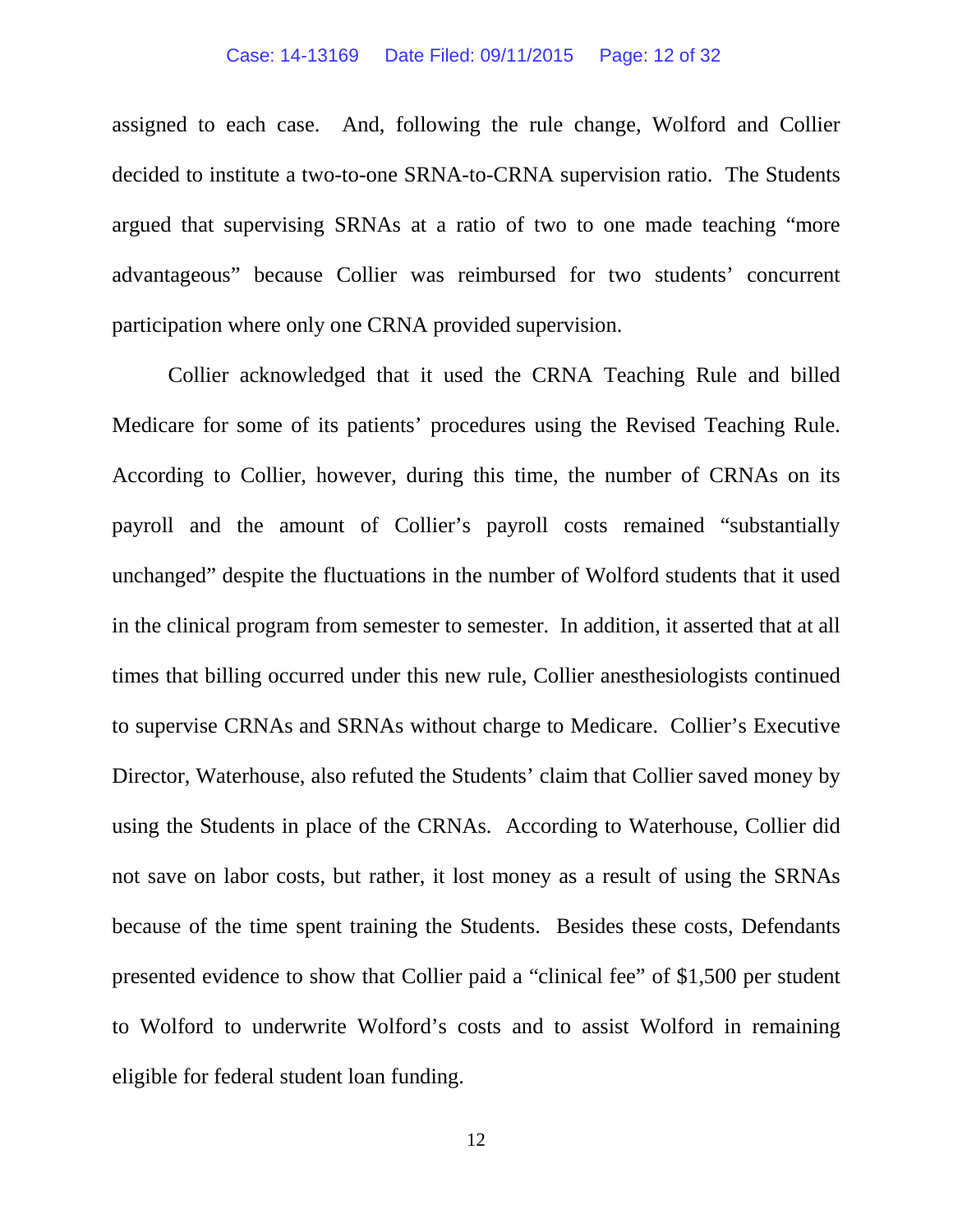assigned to each case. And, following the rule change, Wolford and Collier decided to institute a two-to-one SRNA-to-CRNA supervision ratio. The Students argued that supervising SRNAs at a ratio of two to one made teaching "more advantageous" because Collier was reimbursed for two students' concurrent participation where only one CRNA provided supervision.

Collier acknowledged that it used the CRNA Teaching Rule and billed Medicare for some of its patients' procedures using the Revised Teaching Rule. According to Collier, however, during this time, the number of CRNAs on its payroll and the amount of Collier's payroll costs remained "substantially unchanged" despite the fluctuations in the number of Wolford students that it used in the clinical program from semester to semester. In addition, it asserted that at all times that billing occurred under this new rule, Collier anesthesiologists continued to supervise CRNAs and SRNAs without charge to Medicare. Collier's Executive Director, Waterhouse, also refuted the Students' claim that Collier saved money by using the Students in place of the CRNAs. According to Waterhouse, Collier did not save on labor costs, but rather, it lost money as a result of using the SRNAs because of the time spent training the Students. Besides these costs, Defendants presented evidence to show that Collier paid a "clinical fee" of $1,500 per student to Wolford to underwrite Wolford's costs and to assist Wolford in remaining eligible for federal student loan funding.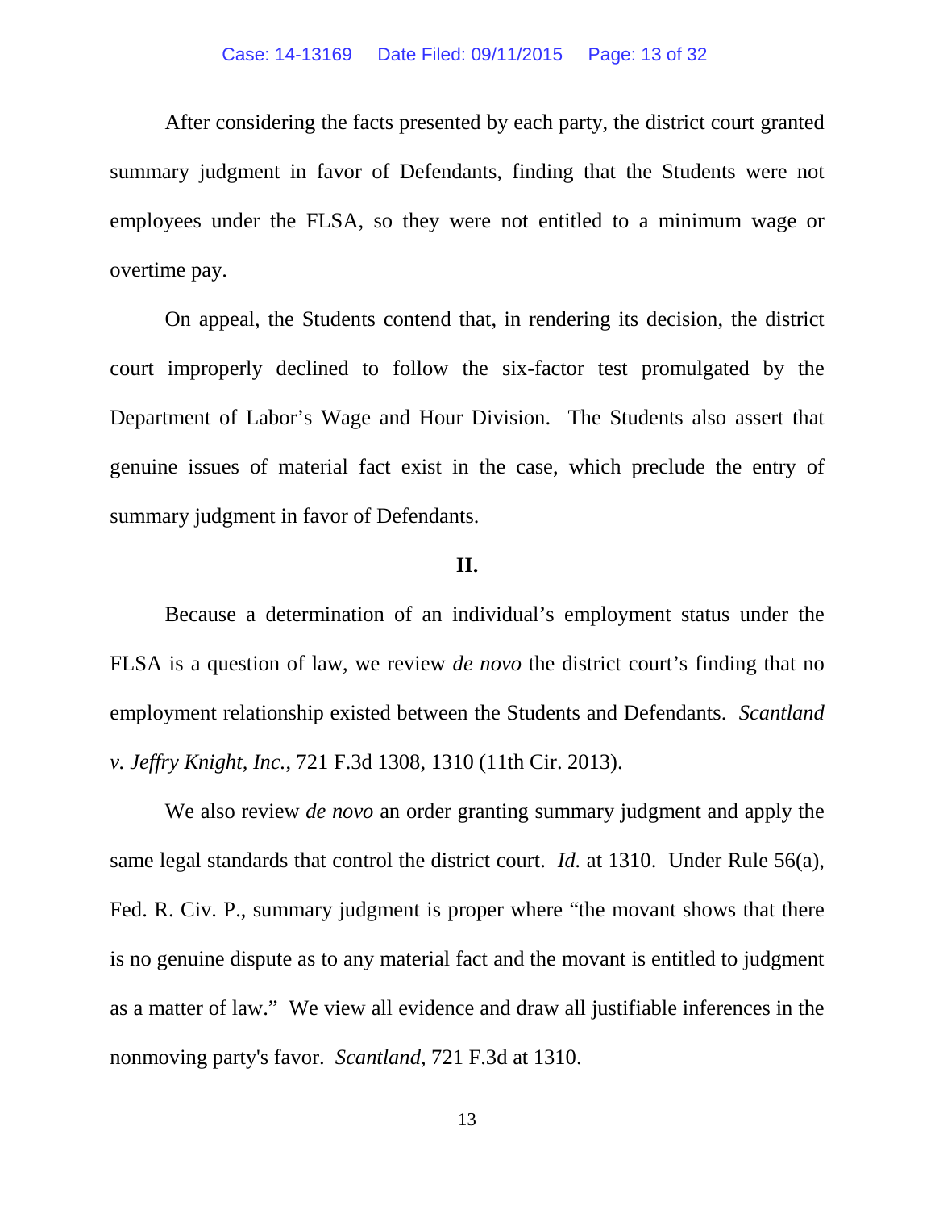After considering the facts presented by each party, the district court granted summary judgment in favor of Defendants, finding that the Students were not employees under the FLSA, so they were not entitled to a minimum wage or overtime pay.

On appeal, the Students contend that, in rendering its decision, the district court improperly declined to follow the six-factor test promulgated by the Department of Labor's Wage and Hour Division. The Students also assert that genuine issues of material fact exist in the case, which preclude the entry of summary judgment in favor of Defendants.

## II.

Because a determination of an individual's employment status under the FLSA is a question of law, we review *de novo* the district court's finding that no employment relationship existed between the Students and Defendants. *Scantland v. Jeffry Knight, Inc.*, 721 F.3d 1308, 1310 (11th Cir. 2013).

We also review *de novo* an order granting summary judgment and apply the same legal standards that control the district court. *Id.* at 1310. Under Rule 56(a), Fed. R. Civ. P., summary judgment is proper where "the movant shows that there is no genuine dispute as to any material fact and the movant is entitled to judgment as a matter of law." We view all evidence and draw all justifiable inferences in the nonmoving party's favor. *Scantland*, 721 F.3d at 1310.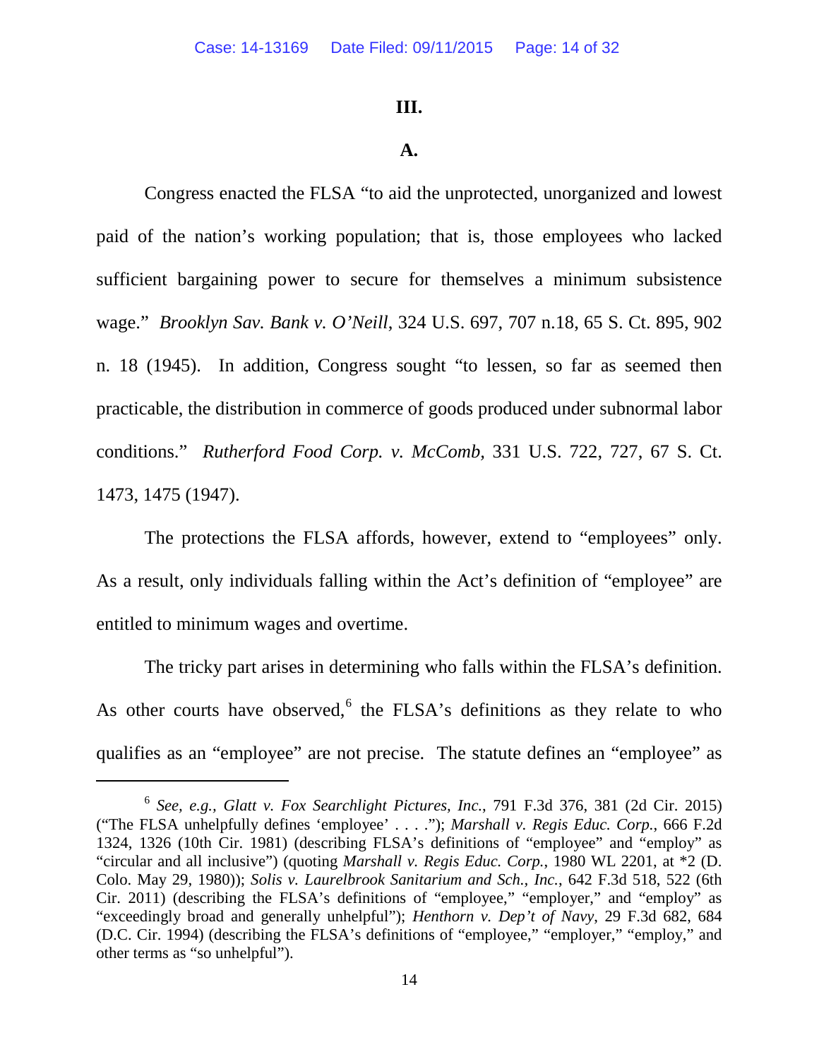### III.

### A.

Congress enacted the FLSA "to aid the unprotected, unorganized and lowest paid of the nation's working population; that is, those employees who lacked sufficient bargaining power to secure for themselves a minimum subsistence wage." *Brooklyn Sav. Bank v. O'Neill*, 324 U.S. 697, 707 n.18, 65 S. Ct. 895, 902 n. 18 (1945). In addition, Congress sought "to lessen, so far as seemed then practicable, the distribution in commerce of goods produced under subnormal labor conditions." *Rutherford Food Corp. v. McComb,* 331 U.S. 722, 727, 67 S. Ct. 1473, 1475 (1947).

The protections the FLSA affords, however, extend to "employees" only. As a result, only individuals falling within the Act's definition of "employee" are entitled to minimum wages and overtime.

The tricky part arises in determining who falls within the FLSA's definition. As other courts have observed,[6] the FLSA's definitions as they relate to who qualifies as an "employee" are not precise. The statute defines an "employee" as

---

[6] *See, e.g., Glatt v. Fox Searchlight Pictures, Inc.*, 791 F.3d 376, 381 (2d Cir. 2015) ("The FLSA unhelpfully defines 'employee' . . . ."); *Marshall v. Regis Educ. Corp.*, 666 F.2d 1324, 1326 (10th Cir. 1981) (describing FLSA's definitions of "employee" and "employ" as "circular and all inclusive") (quoting *Marshall v. Regis Educ. Corp.*, 1980 WL 2201, at *2 (D. Colo. May 29, 1980)); *Solis v. Laurelbrook Sanitarium and Sch., Inc.*, 642 F.3d 518, 522 (6th Cir. 2011) (describing the FLSA's definitions of "employee," "employer," and "employ" as "exceedingly broad and generally unhelpful"); *Henthorn v. Dep't of Navy*, 29 F.3d 682, 684 (D.C. Cir. 1994) (describing the FLSA's definitions of "employee," "employer," "employ," and other terms as "so unhelpful").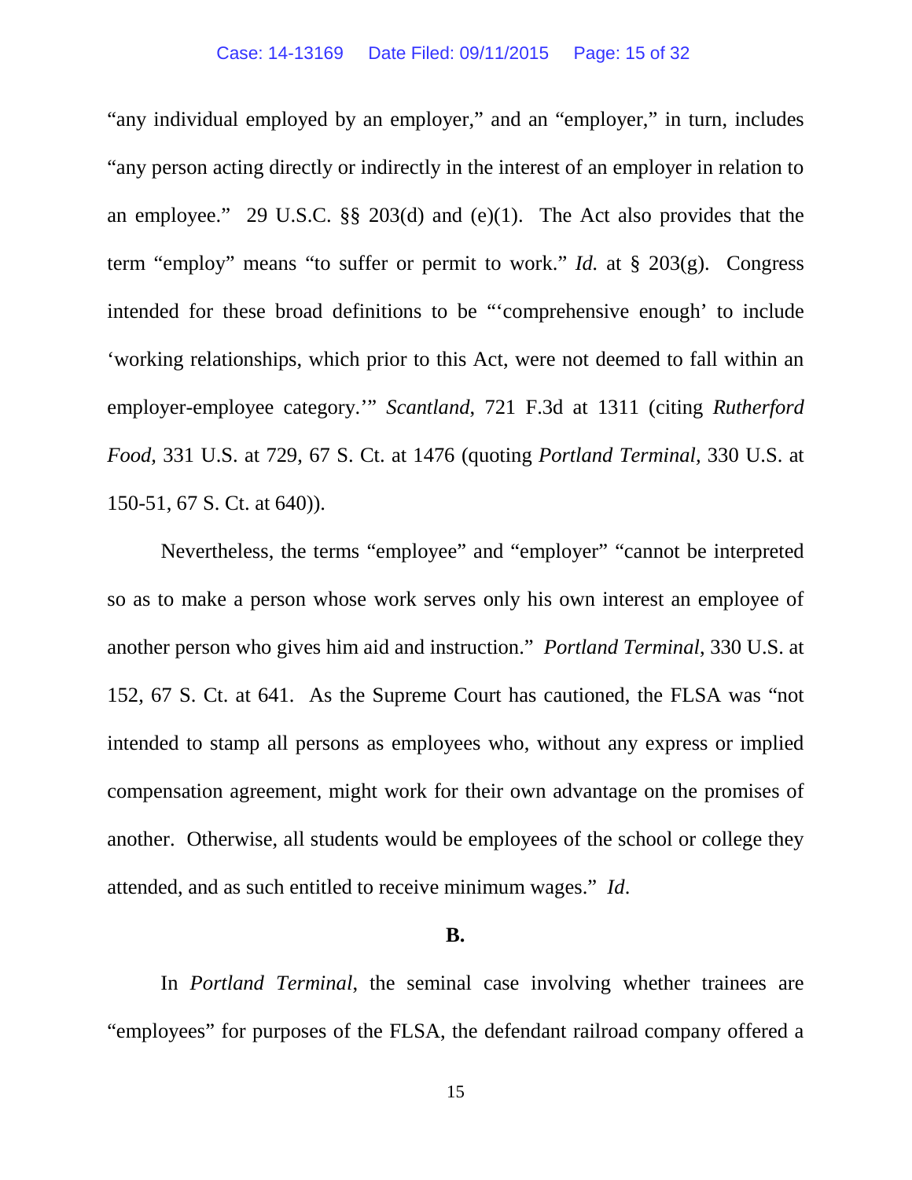"any individual employed by an employer," and an "employer," in turn, includes "any person acting directly or indirectly in the interest of an employer in relation to an employee." 29 U.S.C. §§ 203(d) and (e)(1). The Act also provides that the term "employ" means "to suffer or permit to work." *Id.* at § 203(g). Congress intended for these broad definitions to be "'comprehensive enough' to include 'working relationships, which prior to this Act, were not deemed to fall within an employer-employee category.'" *Scantland*, 721 F.3d at 1311 (citing *Rutherford Food*, 331 U.S. at 729, 67 S. Ct. at 1476 (quoting *Portland Terminal*, 330 U.S. at 150-51, 67 S. Ct. at 640)).

Nevertheless, the terms "employee" and "employer" "cannot be interpreted so as to make a person whose work serves only his own interest an employee of another person who gives him aid and instruction." *Portland Terminal*, 330 U.S. at 152, 67 S. Ct. at 641. As the Supreme Court has cautioned, the FLSA was "not intended to stamp all persons as employees who, without any express or implied compensation agreement, might work for their own advantage on the promises of another. Otherwise, all students would be employees of the school or college they attended, and as such entitled to receive minimum wages." *Id*.

**B.**

In *Portland Terminal*, the seminal case involving whether trainees are "employees" for purposes of the FLSA, the defendant railroad company offered a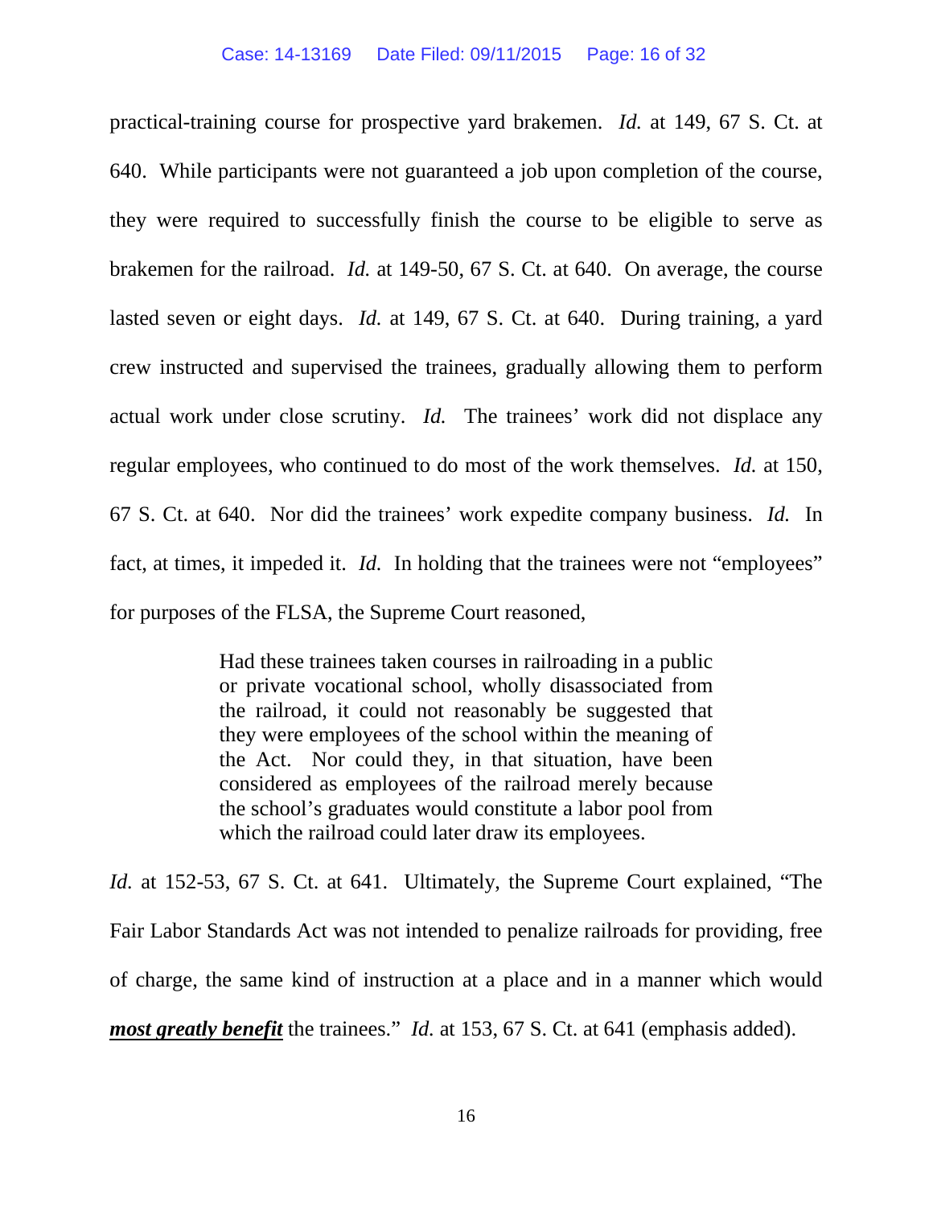practical-training course for prospective yard brakemen. *Id.* at 149, 67 S. Ct. at 640. While participants were not guaranteed a job upon completion of the course, they were required to successfully finish the course to be eligible to serve as brakemen for the railroad. *Id.* at 149-50, 67 S. Ct. at 640. On average, the course lasted seven or eight days. *Id.* at 149, 67 S. Ct. at 640. During training, a yard crew instructed and supervised the trainees, gradually allowing them to perform actual work under close scrutiny. *Id.* The trainees' work did not displace any regular employees, who continued to do most of the work themselves. *Id.* at 150, 67 S. Ct. at 640. Nor did the trainees' work expedite company business. *Id.* In fact, at times, it impeded it. *Id.* In holding that the trainees were not "employees" for purposes of the FLSA, the Supreme Court reasoned,

> Had these trainees taken courses in railroading in a public or private vocational school, wholly disassociated from the railroad, it could not reasonably be suggested that they were employees of the school within the meaning of the Act. Nor could they, in that situation, have been considered as employees of the railroad merely because the school's graduates would constitute a labor pool from which the railroad could later draw its employees.

*Id.* at 152-53, 67 S. Ct. at 641. Ultimately, the Supreme Court explained, "The Fair Labor Standards Act was not intended to penalize railroads for providing, free of charge, the same kind of instruction at a place and in a manner which would ***most greatly benefit*** the trainees." *Id.* at 153, 67 S. Ct. at 641 (emphasis added).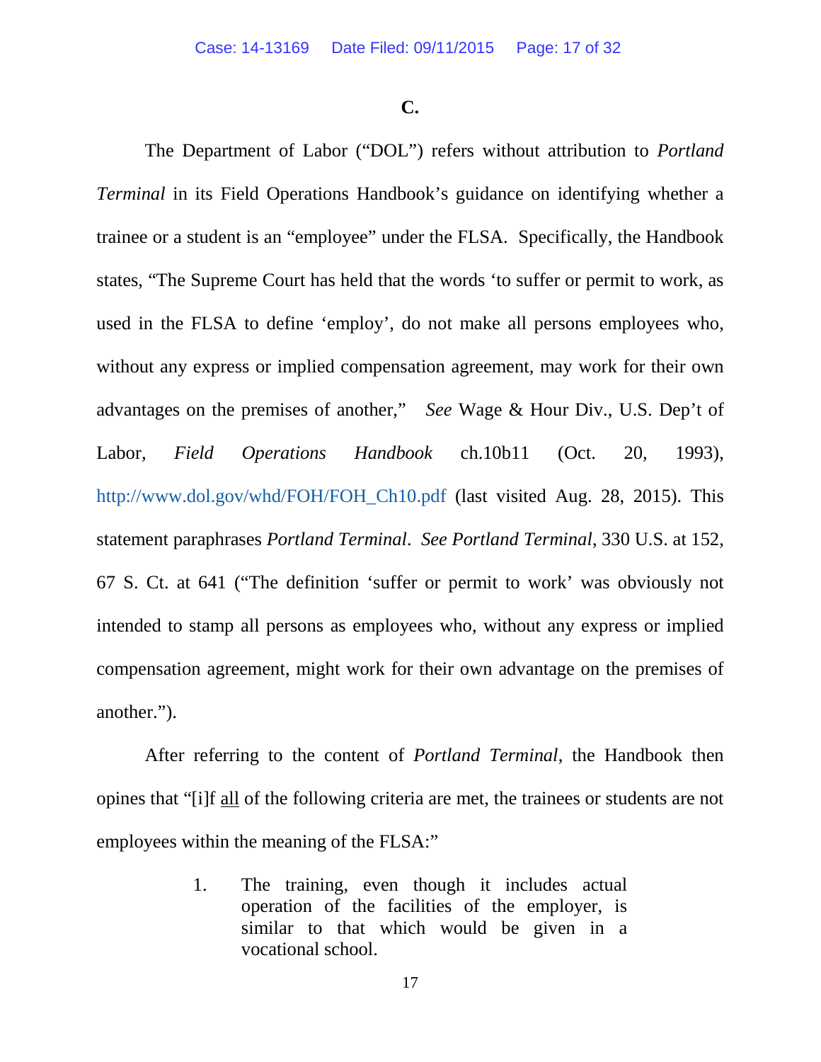### C.

The Department of Labor ("DOL") refers without attribution to *Portland Terminal* in its Field Operations Handbook's guidance on identifying whether a trainee or a student is an "employee" under the FLSA. Specifically, the Handbook states, "The Supreme Court has held that the words 'to suffer or permit to work, as used in the FLSA to define 'employ', do not make all persons employees who, without any express or implied compensation agreement, may work for their own advantages on the premises of another," *See* Wage & Hour Div., U.S. Dep't of Labor, *Field Operations Handbook* ch.10b11 (Oct. 20, 1993), http://www.dol.gov/whd/FOH/FOH_Ch10.pdf (last visited Aug. 28, 2015). This statement paraphrases *Portland Terminal*. *See Portland Terminal*, 330 U.S. at 152, 67 S. Ct. at 641 ("The definition 'suffer or permit to work' was obviously not intended to stamp all persons as employees who, without any express or implied compensation agreement, might work for their own advantage on the premises of another.").

After referring to the content of *Portland Terminal*, the Handbook then opines that "[i]f <u>all</u> of the following criteria are met, the trainees or students are not employees within the meaning of the FLSA:"

> 1. The training, even though it includes actual operation of the facilities of the employer, is similar to that which would be given in a vocational school.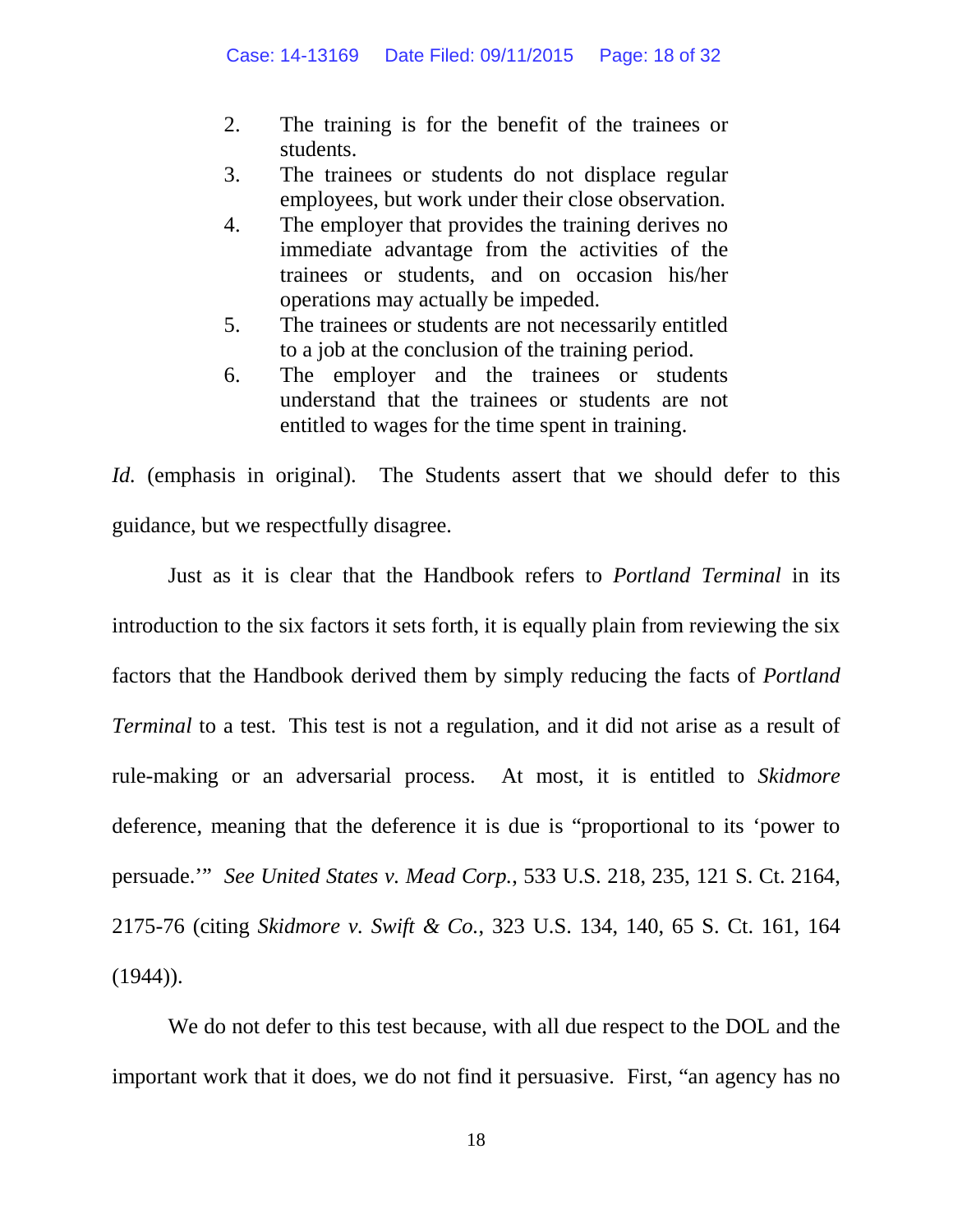2. The training is for the benefit of the trainees or students.
3. The trainees or students do not displace regular employees, but work under their close observation.
4. The employer that provides the training derives no immediate advantage from the activities of the trainees or students, and on occasion his/her operations may actually be impeded.
5. The trainees or students are not necessarily entitled to a job at the conclusion of the training period.
6. The employer and the trainees or students understand that the trainees or students are not entitled to wages for the time spent in training.

*Id.* (emphasis in original). The Students assert that we should defer to this guidance, but we respectfully disagree.

Just as it is clear that the Handbook refers to *Portland Terminal* in its introduction to the six factors it sets forth, it is equally plain from reviewing the six factors that the Handbook derived them by simply reducing the facts of *Portland Terminal* to a test. This test is not a regulation, and it did not arise as a result of rule-making or an adversarial process. At most, it is entitled to *Skidmore* deference, meaning that the deference it is due is "proportional to its 'power to persuade.'" *See United States v. Mead Corp.*, 533 U.S. 218, 235, 121 S. Ct. 2164, 2175-76 (citing *Skidmore v. Swift & Co.*, 323 U.S. 134, 140, 65 S. Ct. 161, 164 (1944)).

We do not defer to this test because, with all due respect to the DOL and the important work that it does, we do not find it persuasive. First, "an agency has no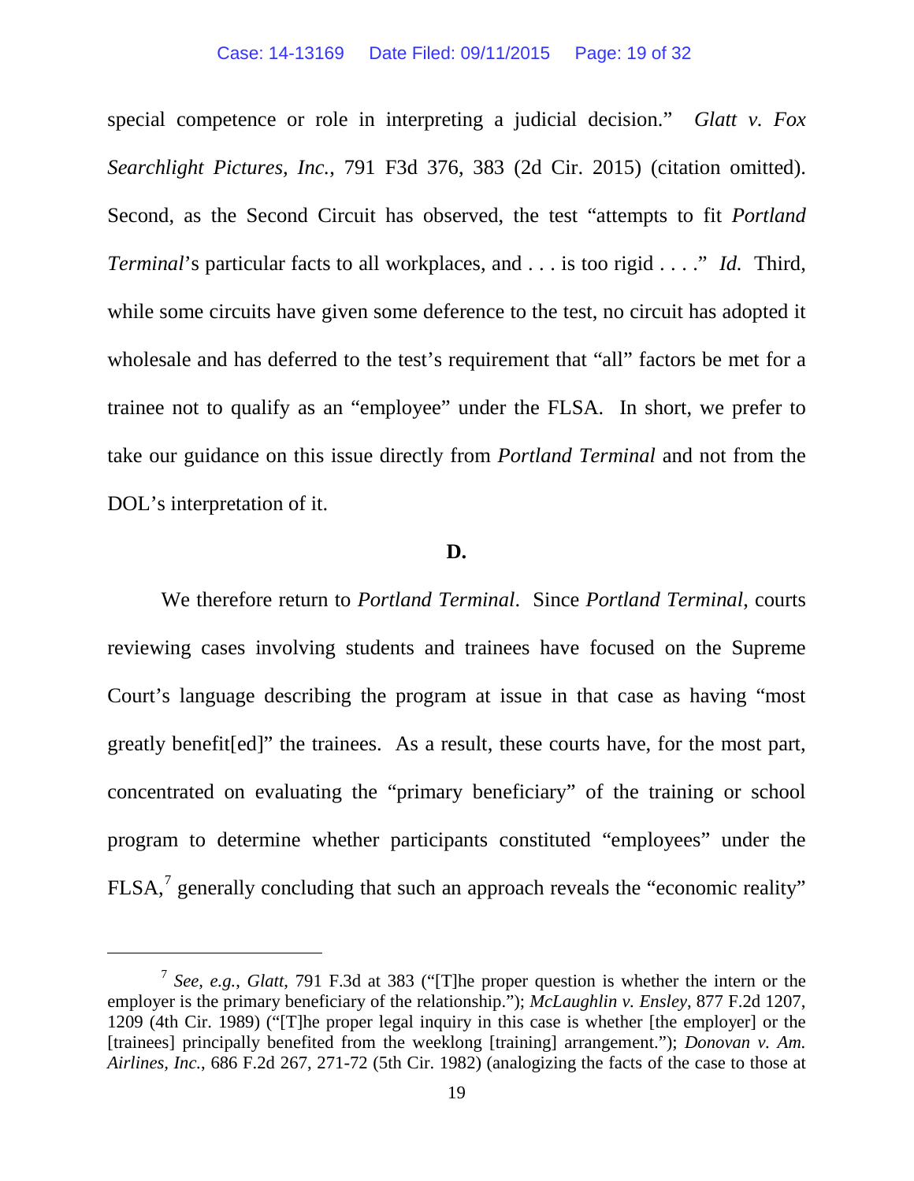special competence or role in interpreting a judicial decision." *Glatt v. Fox Searchlight Pictures, Inc.*, 791 F3d 376, 383 (2d Cir. 2015) (citation omitted). Second, as the Second Circuit has observed, the test "attempts to fit *Portland Terminal*'s particular facts to all workplaces, and . . . is too rigid . . . ." *Id.* Third, while some circuits have given some deference to the test, no circuit has adopted it wholesale and has deferred to the test's requirement that "all" factors be met for a trainee not to qualify as an "employee" under the FLSA. In short, we prefer to take our guidance on this issue directly from *Portland Terminal* and not from the DOL's interpretation of it.

**D.**

We therefore return to *Portland Terminal*. Since *Portland Terminal*, courts reviewing cases involving students and trainees have focused on the Supreme Court's language describing the program at issue in that case as having "most greatly benefit[ed]" the trainees. As a result, these courts have, for the most part, concentrated on evaluating the "primary beneficiary" of the training or school program to determine whether participants constituted "employees" under the FLSA,[7] generally concluding that such an approach reveals the "economic reality"

[7] *See, e.g.*, *Glatt*, 791 F.3d at 383 ("[T]he proper question is whether the intern or the employer is the primary beneficiary of the relationship."); *McLaughlin v. Ensley*, 877 F.2d 1207, 1209 (4th Cir. 1989) ("[T]he proper legal inquiry in this case is whether [the employer] or the [trainees] principally benefited from the weeklong [training] arrangement."); *Donovan v. Am. Airlines, Inc.*, 686 F.2d 267, 271-72 (5th Cir. 1982) (analogizing the facts of the case to those at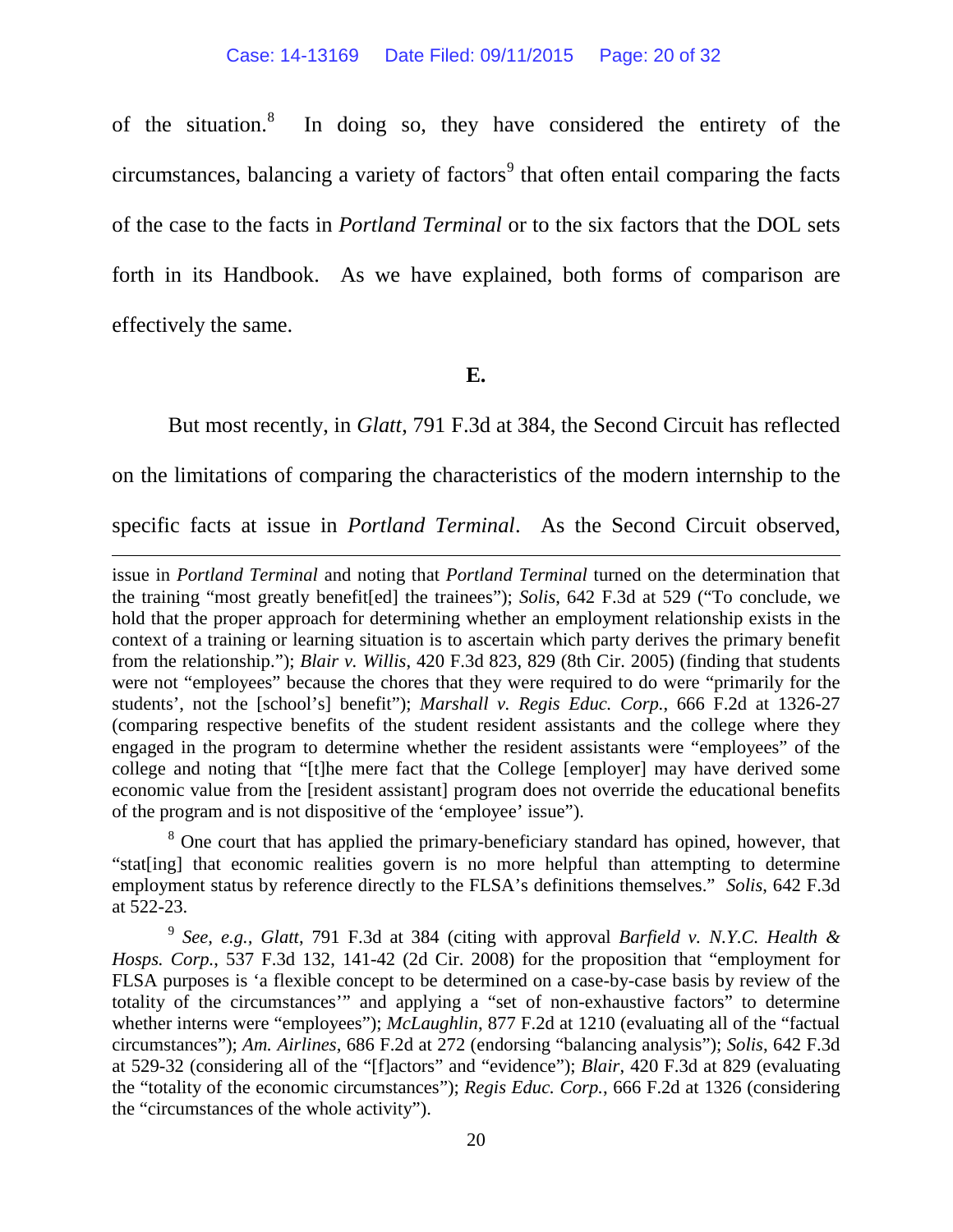of the situation.[8] In doing so, they have considered the entirety of the circumstances, balancing a variety of factors[9] that often entail comparing the facts of the case to the facts in *Portland Terminal* or to the six factors that the DOL sets forth in its Handbook. As we have explained, both forms of comparison are effectively the same.

**E.**

But most recently, in *Glatt*, 791 F.3d at 384, the Second Circuit has reflected on the limitations of comparing the characteristics of the modern internship to the specific facts at issue in *Portland Terminal*. As the Second Circuit observed,

---

issue in *Portland Terminal* and noting that *Portland Terminal* turned on the determination that the training "most greatly benefit[ed] the trainees"); *Solis*, 642 F.3d at 529 ("To conclude, we hold that the proper approach for determining whether an employment relationship exists in the context of a training or learning situation is to ascertain which party derives the primary benefit from the relationship."); *Blair v. Willis*, 420 F.3d 823, 829 (8th Cir. 2005) (finding that students were not "employees" because the chores that they were required to do were "primarily for the students', not the [school's] benefit"); *Marshall v. Regis Educ. Corp.*, 666 F.2d at 1326-27 (comparing respective benefits of the student resident assistants and the college where they engaged in the program to determine whether the resident assistants were "employees" of the college and noting that "[t]he mere fact that the College [employer] may have derived some economic value from the [resident assistant] program does not override the educational benefits of the program and is not dispositive of the 'employee' issue").

[8] One court that has applied the primary-beneficiary standard has opined, however, that "stat[ing] that economic realities govern is no more helpful than attempting to determine employment status by reference directly to the FLSA's definitions themselves." *Solis*, 642 F.3d at 522-23.

[9] *See, e.g.*, *Glatt*, 791 F.3d at 384 (citing with approval *Barfield v. N.Y.C. Health & Hosps. Corp.*, 537 F.3d 132, 141-42 (2d Cir. 2008) for the proposition that "employment for FLSA purposes is 'a flexible concept to be determined on a case-by-case basis by review of the totality of the circumstances'" and applying a "set of non-exhaustive factors" to determine whether interns were "employees"); *McLaughlin*, 877 F.2d at 1210 (evaluating all of the "factual circumstances"); *Am. Airlines*, 686 F.2d at 272 (endorsing "balancing analysis"); *Solis*, 642 F.3d at 529-32 (considering all of the "[f]actors" and "evidence"); *Blair*, 420 F.3d at 829 (evaluating the "totality of the economic circumstances"); *Regis Educ. Corp.*, 666 F.2d at 1326 (considering the "circumstances of the whole activity").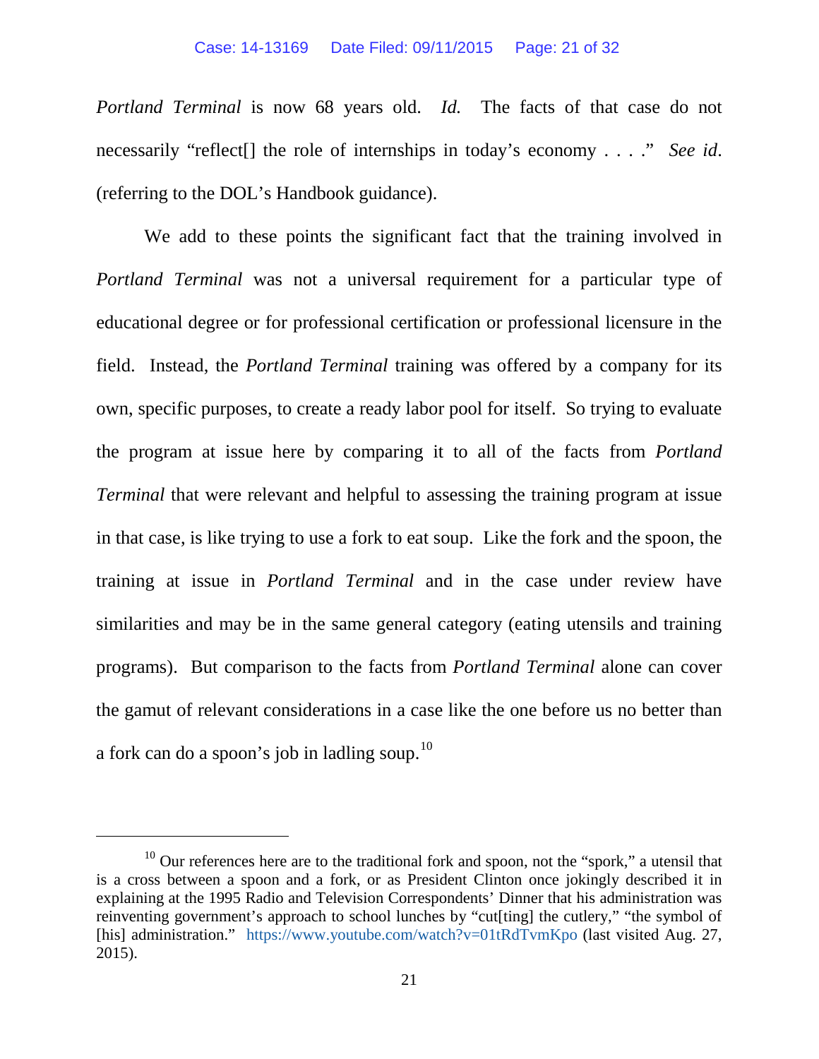*Portland Terminal* is now 68 years old. *Id.* The facts of that case do not necessarily "reflect[] the role of internships in today's economy . . . ." *See id*. (referring to the DOL's Handbook guidance).

We add to these points the significant fact that the training involved in *Portland Terminal* was not a universal requirement for a particular type of educational degree or for professional certification or professional licensure in the field. Instead, the *Portland Terminal* training was offered by a company for its own, specific purposes, to create a ready labor pool for itself. So trying to evaluate the program at issue here by comparing it to all of the facts from *Portland Terminal* that were relevant and helpful to assessing the training program at issue in that case, is like trying to use a fork to eat soup. Like the fork and the spoon, the training at issue in *Portland Terminal* and in the case under review have similarities and may be in the same general category (eating utensils and training programs). But comparison to the facts from *Portland Terminal* alone can cover the gamut of relevant considerations in a case like the one before us no better than a fork can do a spoon's job in ladling soup.[10]

---

[10] Our references here are to the traditional fork and spoon, not the "spork," a utensil that is a cross between a spoon and a fork, or as President Clinton once jokingly described it in explaining at the 1995 Radio and Television Correspondents' Dinner that his administration was reinventing government's approach to school lunches by "cut[ting] the cutlery," "the symbol of [his] administration." https://www.youtube.com/watch?v=01tRdTvmKpo (last visited Aug. 27, 2015).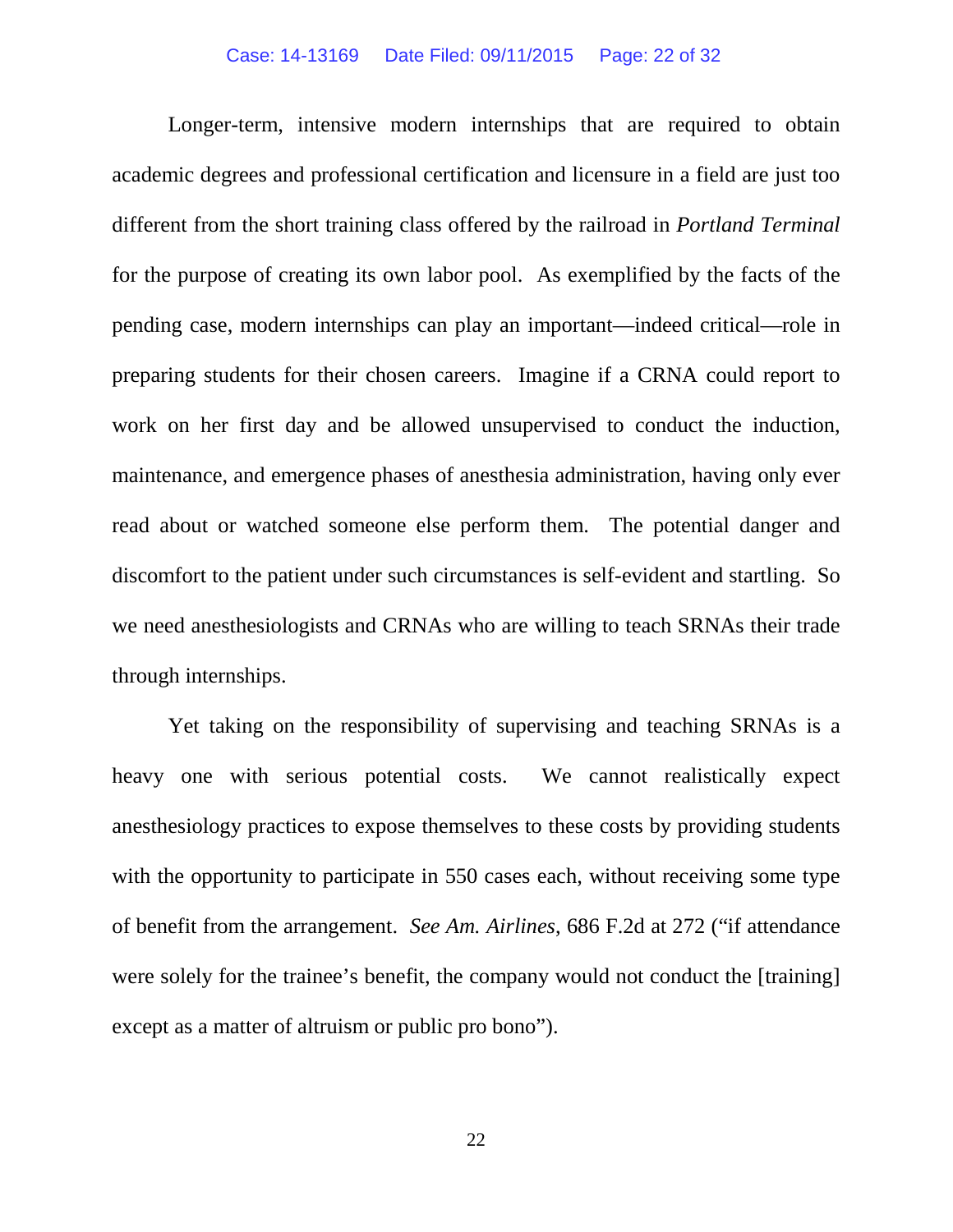Longer-term, intensive modern internships that are required to obtain academic degrees and professional certification and licensure in a field are just too different from the short training class offered by the railroad in *Portland Terminal* for the purpose of creating its own labor pool. As exemplified by the facts of the pending case, modern internships can play an important—indeed critical—role in preparing students for their chosen careers. Imagine if a CRNA could report to work on her first day and be allowed unsupervised to conduct the induction, maintenance, and emergence phases of anesthesia administration, having only ever read about or watched someone else perform them. The potential danger and discomfort to the patient under such circumstances is self-evident and startling. So we need anesthesiologists and CRNAs who are willing to teach SRNAs their trade through internships.

Yet taking on the responsibility of supervising and teaching SRNAs is a heavy one with serious potential costs. We cannot realistically expect anesthesiology practices to expose themselves to these costs by providing students with the opportunity to participate in 550 cases each, without receiving some type of benefit from the arrangement. *See Am. Airlines*, 686 F.2d at 272 ("if attendance were solely for the trainee's benefit, the company would not conduct the [training] except as a matter of altruism or public pro bono").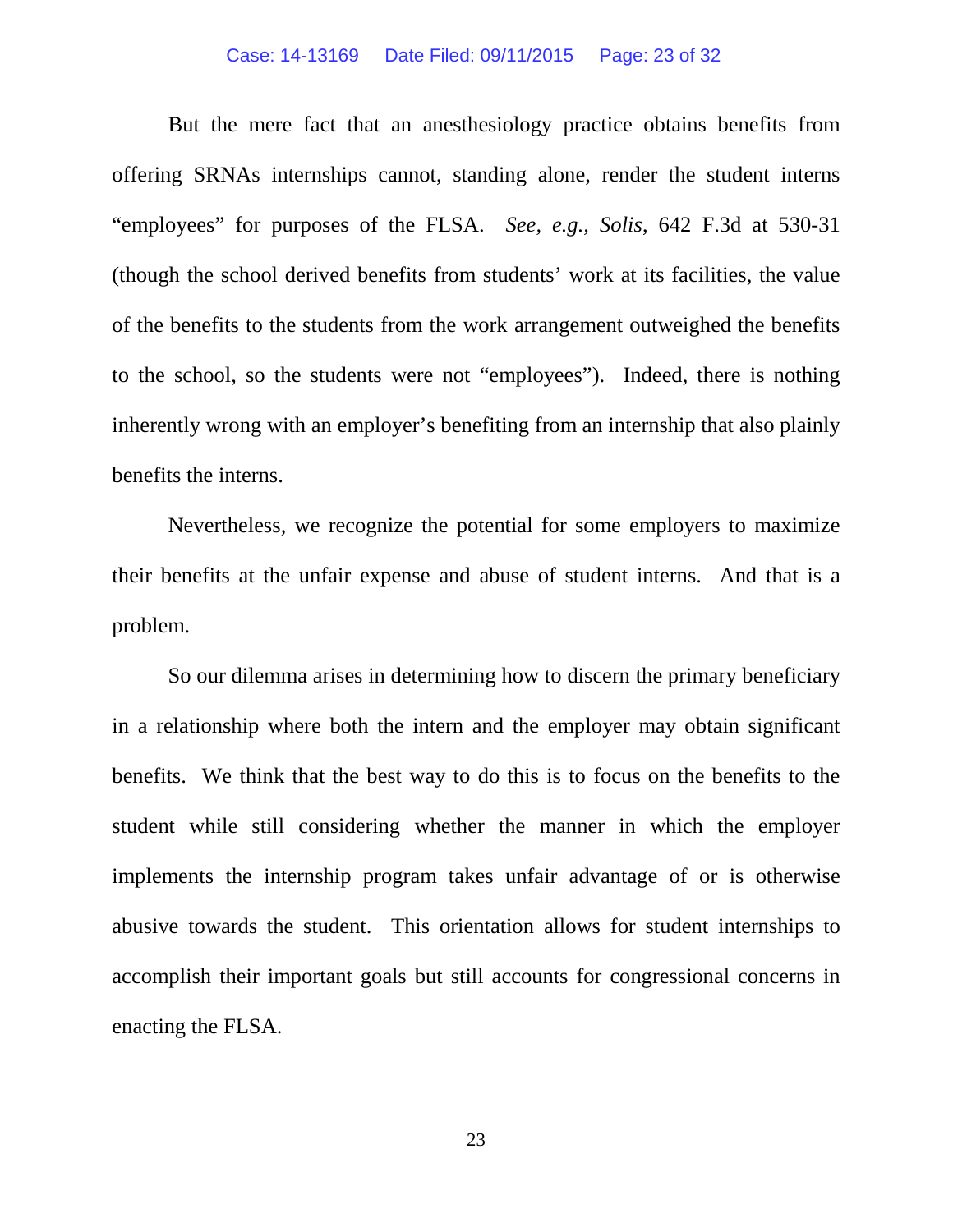But the mere fact that an anesthesiology practice obtains benefits from offering SRNAs internships cannot, standing alone, render the student interns "employees" for purposes of the FLSA. *See, e.g.*, *Solis*, 642 F.3d at 530-31 (though the school derived benefits from students' work at its facilities, the value of the benefits to the students from the work arrangement outweighed the benefits to the school, so the students were not "employees"). Indeed, there is nothing inherently wrong with an employer's benefiting from an internship that also plainly benefits the interns.

Nevertheless, we recognize the potential for some employers to maximize their benefits at the unfair expense and abuse of student interns. And that is a problem.

So our dilemma arises in determining how to discern the primary beneficiary in a relationship where both the intern and the employer may obtain significant benefits. We think that the best way to do this is to focus on the benefits to the student while still considering whether the manner in which the employer implements the internship program takes unfair advantage of or is otherwise abusive towards the student. This orientation allows for student internships to accomplish their important goals but still accounts for congressional concerns in enacting the FLSA.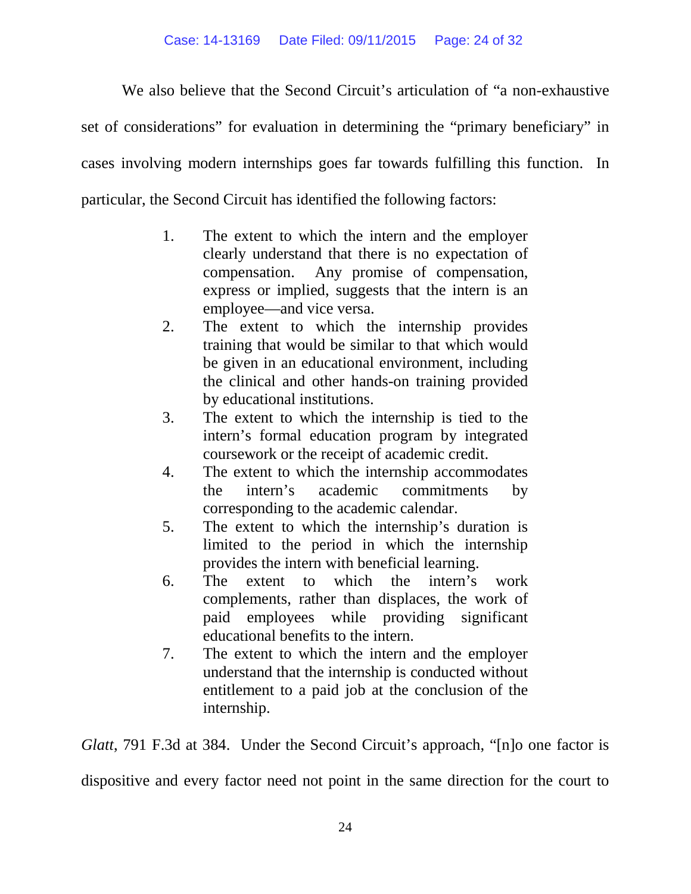We also believe that the Second Circuit's articulation of "a non-exhaustive set of considerations" for evaluation in determining the "primary beneficiary" in cases involving modern internships goes far towards fulfilling this function. In particular, the Second Circuit has identified the following factors:

> 1. The extent to which the intern and the employer clearly understand that there is no expectation of compensation. Any promise of compensation, express or implied, suggests that the intern is an employee—and vice versa.
> 2. The extent to which the internship provides training that would be similar to that which would be given in an educational environment, including the clinical and other hands-on training provided by educational institutions.
> 3. The extent to which the internship is tied to the intern's formal education program by integrated coursework or the receipt of academic credit.
> 4. The extent to which the internship accommodates the intern's academic commitments by corresponding to the academic calendar.
> 5. The extent to which the internship's duration is limited to the period in which the internship provides the intern with beneficial learning.
> 6. The extent to which the intern's work complements, rather than displaces, the work of paid employees while providing significant educational benefits to the intern.
> 7. The extent to which the intern and the employer understand that the internship is conducted without entitlement to a paid job at the conclusion of the internship.

*Glatt*, 791 F.3d at 384. Under the Second Circuit's approach, "[n]o one factor is dispositive and every factor need not point in the same direction for the court to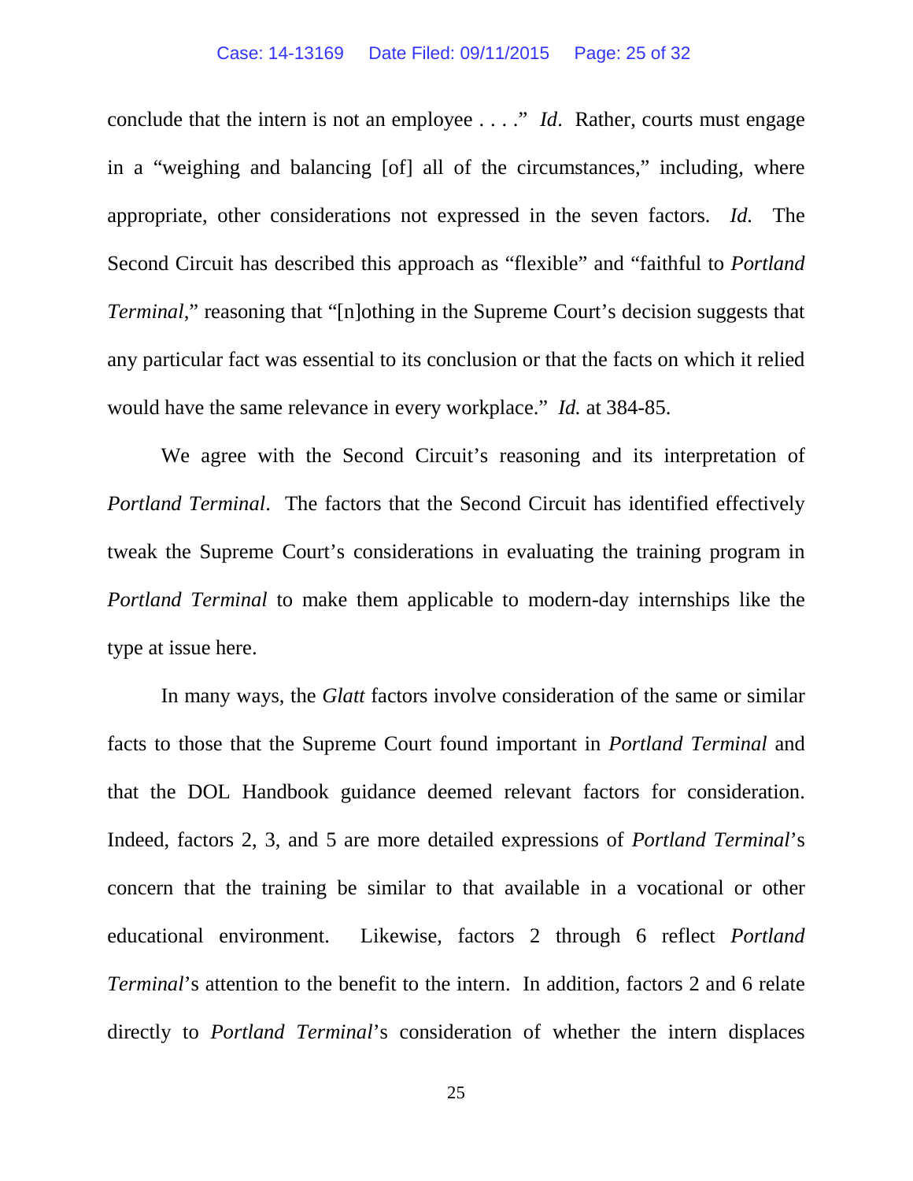conclude that the intern is not an employee . . . ." *Id*. Rather, courts must engage in a "weighing and balancing [of] all of the circumstances," including, where appropriate, other considerations not expressed in the seven factors. *Id.* The Second Circuit has described this approach as "flexible" and "faithful to *Portland Terminal*," reasoning that "[n]othing in the Supreme Court's decision suggests that any particular fact was essential to its conclusion or that the facts on which it relied would have the same relevance in every workplace." *Id.* at 384-85.

We agree with the Second Circuit's reasoning and its interpretation of *Portland Terminal*. The factors that the Second Circuit has identified effectively tweak the Supreme Court's considerations in evaluating the training program in *Portland Terminal* to make them applicable to modern-day internships like the type at issue here.

In many ways, the *Glatt* factors involve consideration of the same or similar facts to those that the Supreme Court found important in *Portland Terminal* and that the DOL Handbook guidance deemed relevant factors for consideration. Indeed, factors 2, 3, and 5 are more detailed expressions of *Portland Terminal*'s concern that the training be similar to that available in a vocational or other educational environment. Likewise, factors 2 through 6 reflect *Portland Terminal*'s attention to the benefit to the intern. In addition, factors 2 and 6 relate directly to *Portland Terminal*'s consideration of whether the intern displaces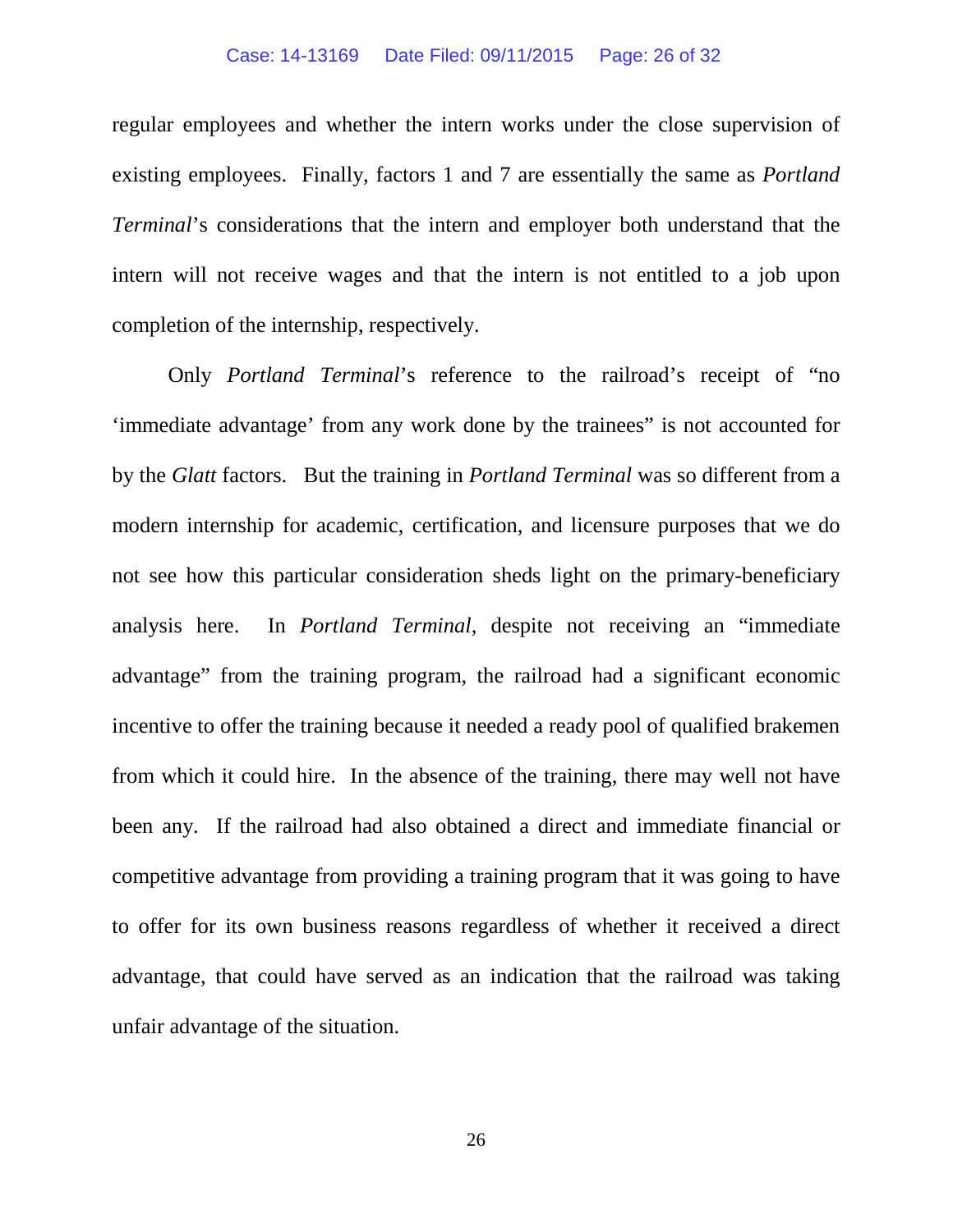regular employees and whether the intern works under the close supervision of existing employees. Finally, factors 1 and 7 are essentially the same as *Portland Terminal*'s considerations that the intern and employer both understand that the intern will not receive wages and that the intern is not entitled to a job upon completion of the internship, respectively.

Only *Portland Terminal*'s reference to the railroad's receipt of "no 'immediate advantage' from any work done by the trainees" is not accounted for by the *Glatt* factors. But the training in *Portland Terminal* was so different from a modern internship for academic, certification, and licensure purposes that we do not see how this particular consideration sheds light on the primary-beneficiary analysis here. In *Portland Terminal*, despite not receiving an "immediate advantage" from the training program, the railroad had a significant economic incentive to offer the training because it needed a ready pool of qualified brakemen from which it could hire. In the absence of the training, there may well not have been any. If the railroad had also obtained a direct and immediate financial or competitive advantage from providing a training program that it was going to have to offer for its own business reasons regardless of whether it received a direct advantage, that could have served as an indication that the railroad was taking unfair advantage of the situation.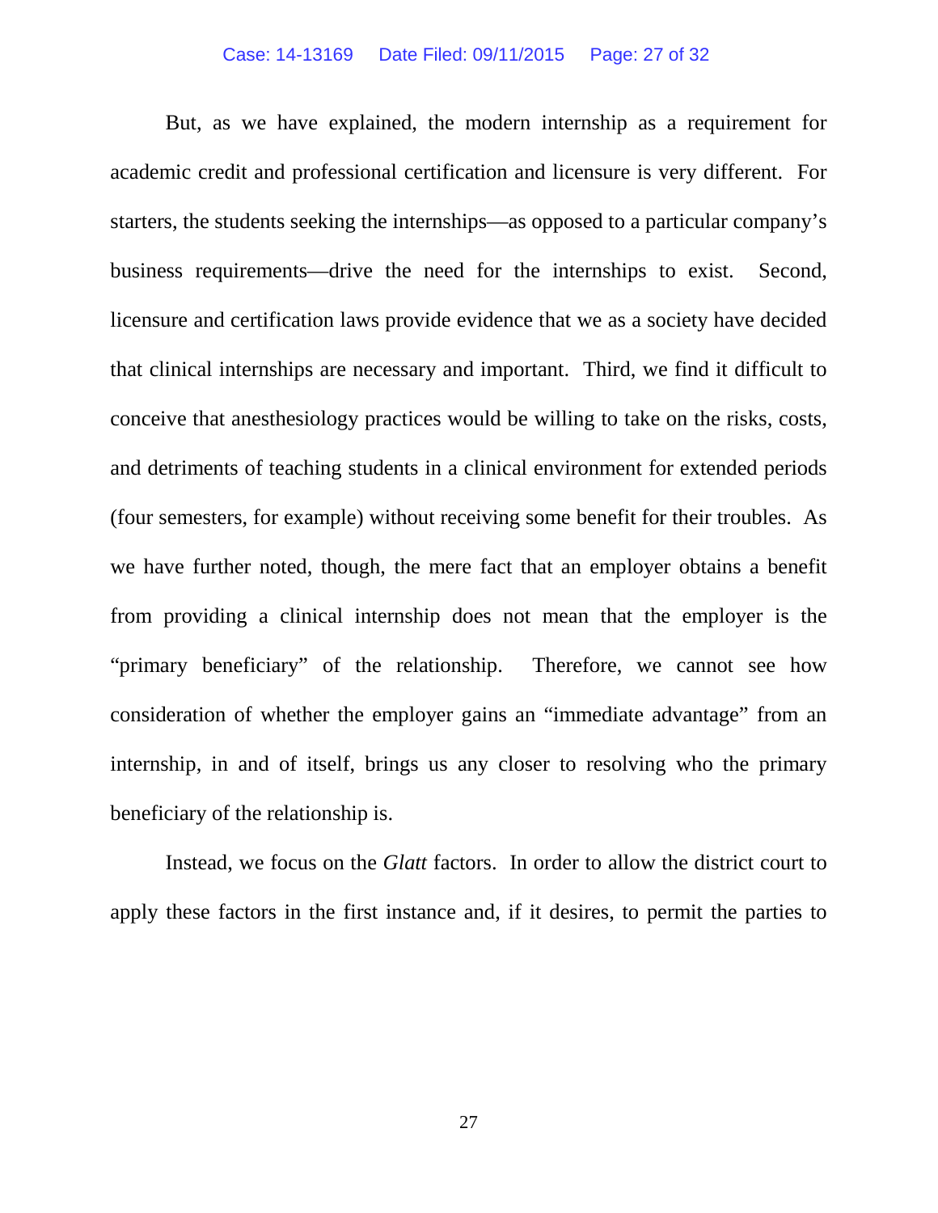But, as we have explained, the modern internship as a requirement for academic credit and professional certification and licensure is very different. For starters, the students seeking the internships—as opposed to a particular company's business requirements—drive the need for the internships to exist. Second, licensure and certification laws provide evidence that we as a society have decided that clinical internships are necessary and important. Third, we find it difficult to conceive that anesthesiology practices would be willing to take on the risks, costs, and detriments of teaching students in a clinical environment for extended periods (four semesters, for example) without receiving some benefit for their troubles. As we have further noted, though, the mere fact that an employer obtains a benefit from providing a clinical internship does not mean that the employer is the "primary beneficiary" of the relationship. Therefore, we cannot see how consideration of whether the employer gains an "immediate advantage" from an internship, in and of itself, brings us any closer to resolving who the primary beneficiary of the relationship is.

Instead, we focus on the *Glatt* factors. In order to allow the district court to apply these factors in the first instance and, if it desires, to permit the parties to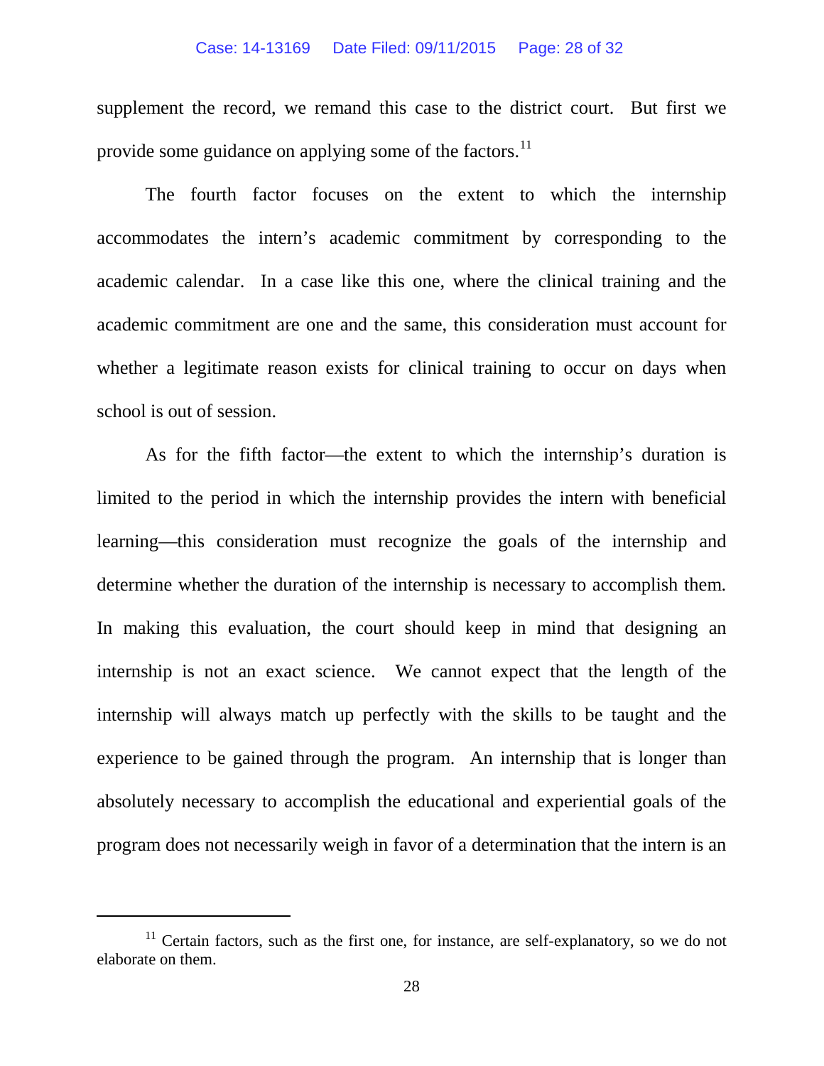supplement the record, we remand this case to the district court. But first we provide some guidance on applying some of the factors.[11]

The fourth factor focuses on the extent to which the internship accommodates the intern's academic commitment by corresponding to the academic calendar. In a case like this one, where the clinical training and the academic commitment are one and the same, this consideration must account for whether a legitimate reason exists for clinical training to occur on days when school is out of session.

As for the fifth factor—the extent to which the internship's duration is limited to the period in which the internship provides the intern with beneficial learning—this consideration must recognize the goals of the internship and determine whether the duration of the internship is necessary to accomplish them. In making this evaluation, the court should keep in mind that designing an internship is not an exact science. We cannot expect that the length of the internship will always match up perfectly with the skills to be taught and the experience to be gained through the program. An internship that is longer than absolutely necessary to accomplish the educational and experiential goals of the program does not necessarily weigh in favor of a determination that the intern is an

[11] Certain factors, such as the first one, for instance, are self-explanatory, so we do not elaborate on them.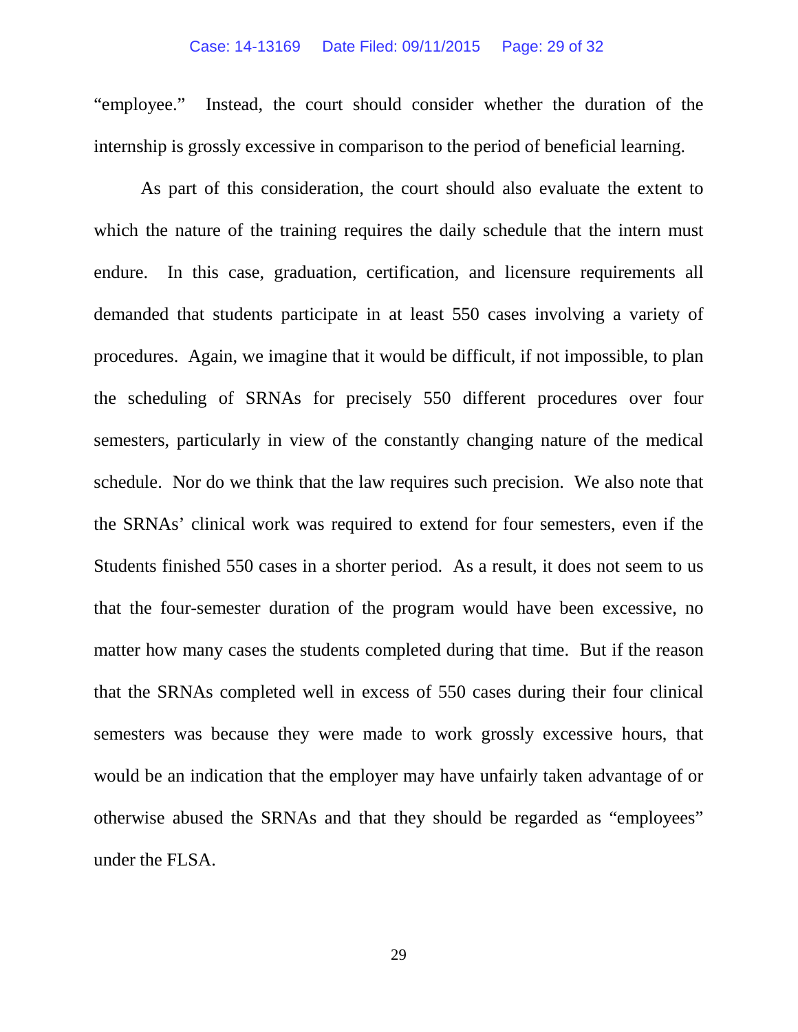"employee." Instead, the court should consider whether the duration of the internship is grossly excessive in comparison to the period of beneficial learning.

As part of this consideration, the court should also evaluate the extent to which the nature of the training requires the daily schedule that the intern must endure. In this case, graduation, certification, and licensure requirements all demanded that students participate in at least 550 cases involving a variety of procedures. Again, we imagine that it would be difficult, if not impossible, to plan the scheduling of SRNAs for precisely 550 different procedures over four semesters, particularly in view of the constantly changing nature of the medical schedule. Nor do we think that the law requires such precision. We also note that the SRNAs' clinical work was required to extend for four semesters, even if the Students finished 550 cases in a shorter period. As a result, it does not seem to us that the four-semester duration of the program would have been excessive, no matter how many cases the students completed during that time. But if the reason that the SRNAs completed well in excess of 550 cases during their four clinical semesters was because they were made to work grossly excessive hours, that would be an indication that the employer may have unfairly taken advantage of or otherwise abused the SRNAs and that they should be regarded as "employees" under the FLSA.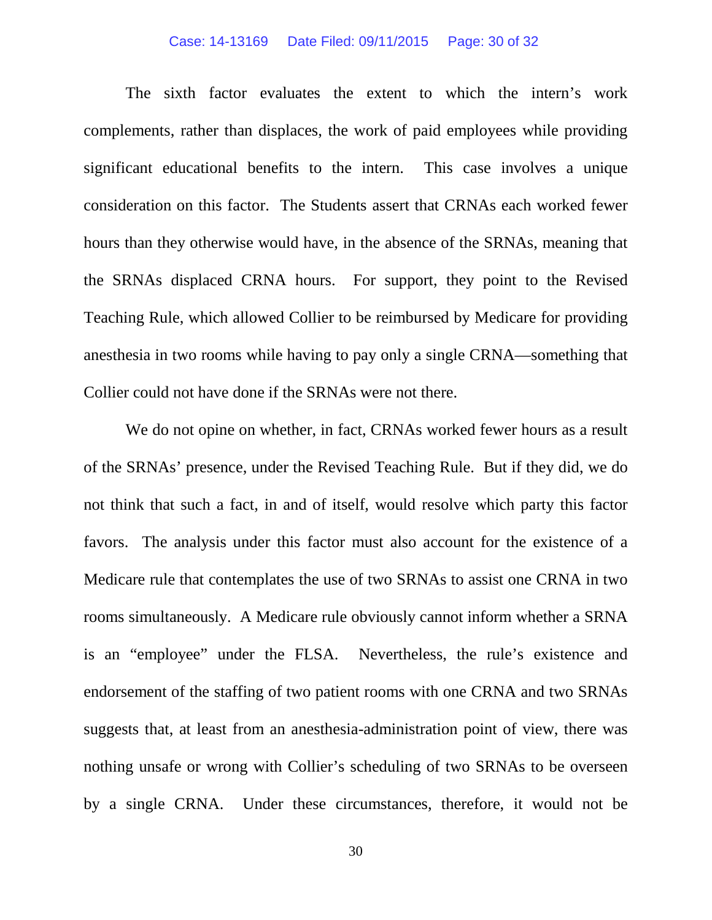The sixth factor evaluates the extent to which the intern's work complements, rather than displaces, the work of paid employees while providing significant educational benefits to the intern. This case involves a unique consideration on this factor. The Students assert that CRNAs each worked fewer hours than they otherwise would have, in the absence of the SRNAs, meaning that the SRNAs displaced CRNA hours. For support, they point to the Revised Teaching Rule, which allowed Collier to be reimbursed by Medicare for providing anesthesia in two rooms while having to pay only a single CRNA—something that Collier could not have done if the SRNAs were not there.

We do not opine on whether, in fact, CRNAs worked fewer hours as a result of the SRNAs' presence, under the Revised Teaching Rule. But if they did, we do not think that such a fact, in and of itself, would resolve which party this factor favors. The analysis under this factor must also account for the existence of a Medicare rule that contemplates the use of two SRNAs to assist one CRNA in two rooms simultaneously. A Medicare rule obviously cannot inform whether a SRNA is an "employee" under the FLSA. Nevertheless, the rule's existence and endorsement of the staffing of two patient rooms with one CRNA and two SRNAs suggests that, at least from an anesthesia-administration point of view, there was nothing unsafe or wrong with Collier's scheduling of two SRNAs to be overseen by a single CRNA. Under these circumstances, therefore, it would not be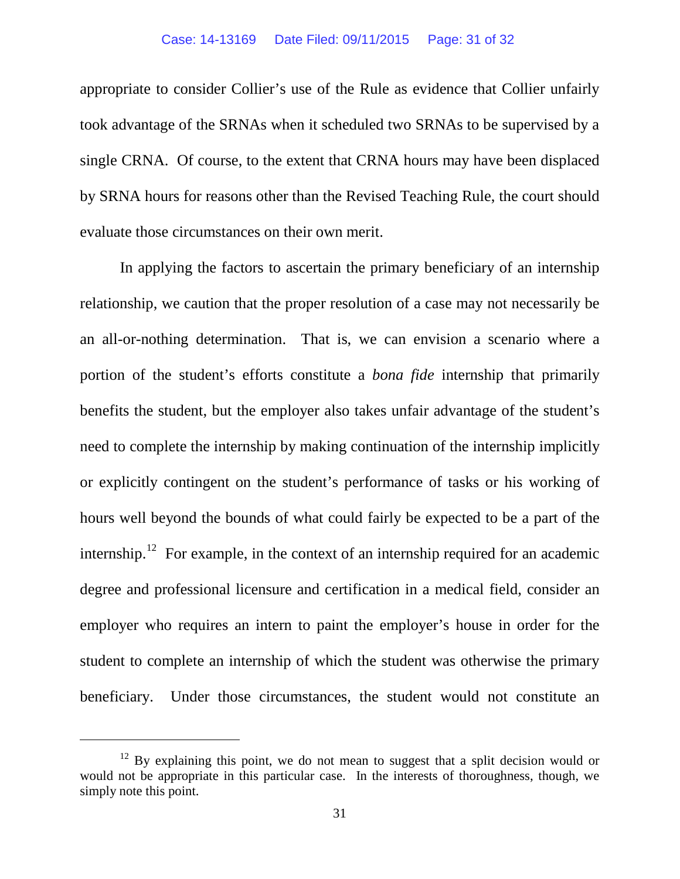appropriate to consider Collier's use of the Rule as evidence that Collier unfairly took advantage of the SRNAs when it scheduled two SRNAs to be supervised by a single CRNA. Of course, to the extent that CRNA hours may have been displaced by SRNA hours for reasons other than the Revised Teaching Rule, the court should evaluate those circumstances on their own merit.

In applying the factors to ascertain the primary beneficiary of an internship relationship, we caution that the proper resolution of a case may not necessarily be an all-or-nothing determination. That is, we can envision a scenario where a portion of the student's efforts constitute a *bona fide* internship that primarily benefits the student, but the employer also takes unfair advantage of the student's need to complete the internship by making continuation of the internship implicitly or explicitly contingent on the student's performance of tasks or his working of hours well beyond the bounds of what could fairly be expected to be a part of the internship.[12] For example, in the context of an internship required for an academic degree and professional licensure and certification in a medical field, consider an employer who requires an intern to paint the employer's house in order for the student to complete an internship of which the student was otherwise the primary beneficiary. Under those circumstances, the student would not constitute an

---

[12] By explaining this point, we do not mean to suggest that a split decision would or would not be appropriate in this particular case. In the interests of thoroughness, though, we simply note this point.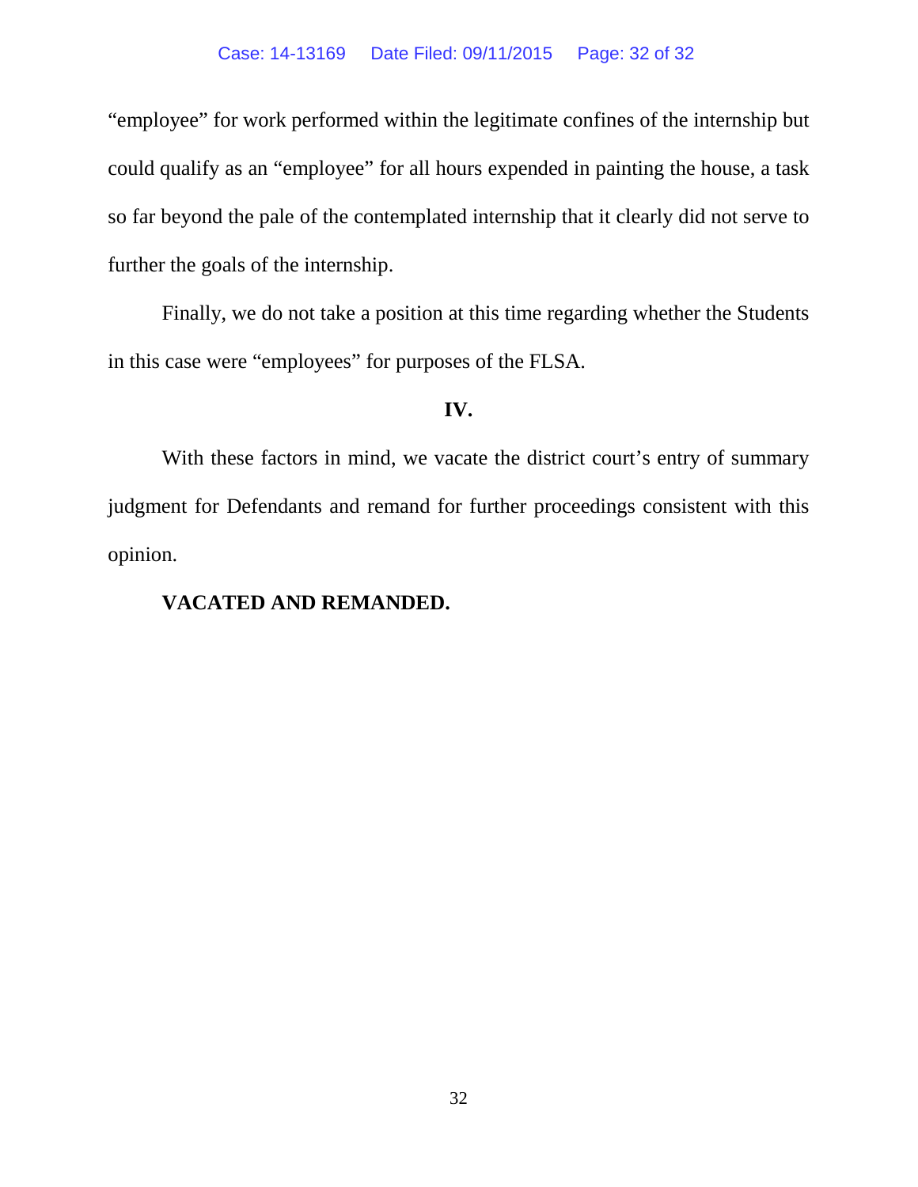"employee" for work performed within the legitimate confines of the internship but could qualify as an "employee" for all hours expended in painting the house, a task so far beyond the pale of the contemplated internship that it clearly did not serve to further the goals of the internship.

Finally, we do not take a position at this time regarding whether the Students in this case were "employees" for purposes of the FLSA.

## IV.

With these factors in mind, we vacate the district court's entry of summary judgment for Defendants and remand for further proceedings consistent with this opinion.

**VACATED AND REMANDED.**